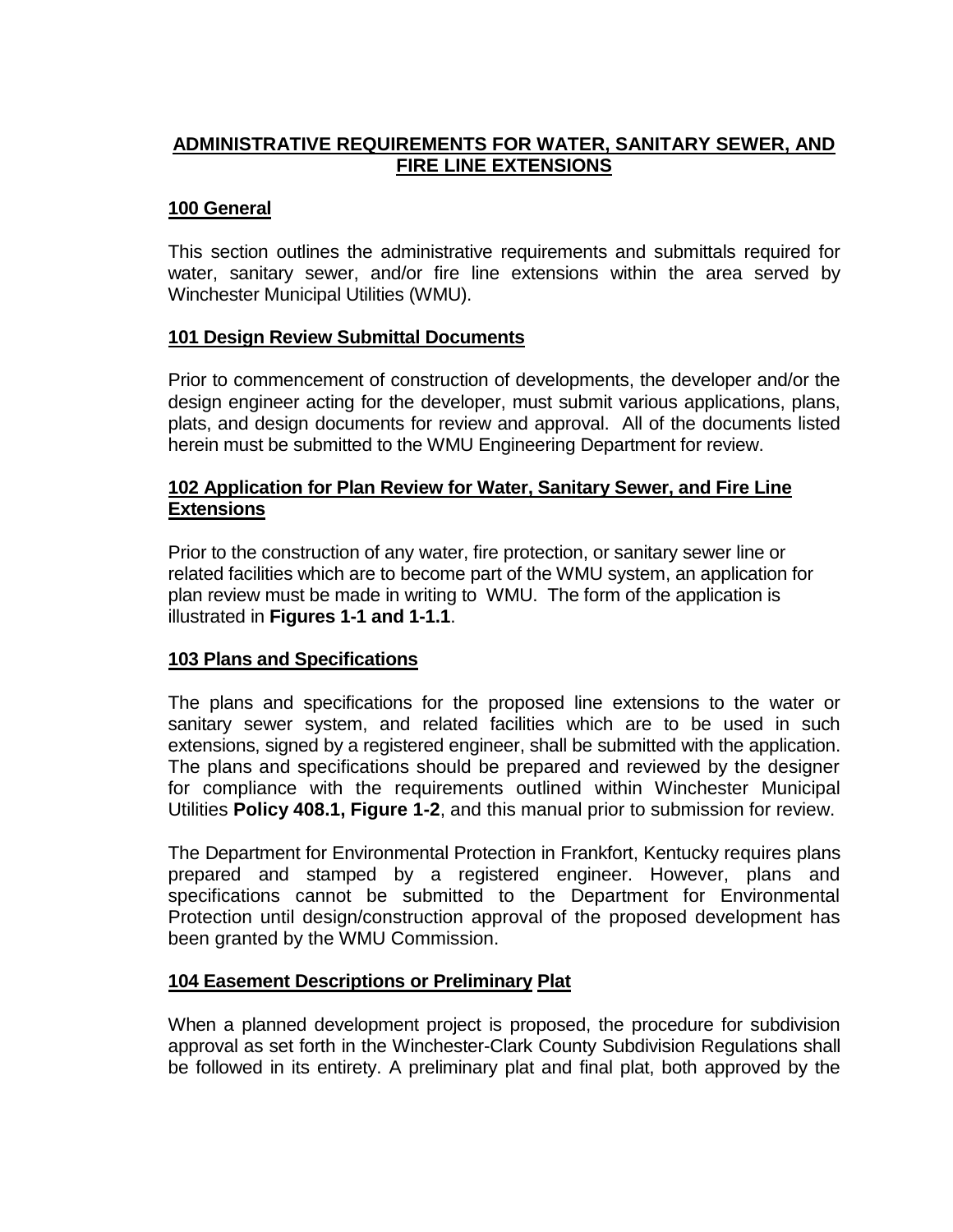# ADMINISTRATIVE REQUIREMENTS FOR WATER, SANITARY SEWER, AND FIRE LINE EXTENSIONS

## 100 General

This section outlines the administrative requirements and submittals required for water, sanitary sewer, and/or fire line extensions within the area served by Winchester Municipal Utilities (WMU).

## 101 Design Review Submittal Documents

Prior to commencement of construction of developments, the developer and/or the design engineer acting for the developer, must submit various applications, plans, plats, and design documents for review and approval. All of the documents listed herein must be submitted to the WMU Engineering Department for review.

## 102 Application for Plan Review for Water, Sanitary Sewer, and Fire Line Extensions

Prior to the construction of any water, fire protection, or sanitary sewer line or related facilities which are to become part of the WMU system, an application for plan review must be made in writing to WMU. The form of the application is illustrated in **Figures 1-1 and 1-1.1**.

## 103 Plans and Specifications

The plans and specifications for the proposed line extensions to the water or sanitary sewer system, and related facilities which are to be used in such extensions, signed by a registered engineer, shall be submitted with the application. The plans and specifications should be prepared and reviewed by the designer for compliance with the requirements outlined within Winchester Municipal Utilities **Policy 408.1, Figure 1-2**, and this manual prior to submission for review.

The Department for Environmental Protection in Frankfort, Kentucky requires plans prepared and stamped by a registered engineer. However, plans and specifications cannot be submitted to the Department for Environmental Protection until design/construction approval of the proposed development has been granted by the WMU Commission.

## 104 Easement Descriptions or Preliminary Plat

When a planned development project is proposed, the procedure for subdivision approval as set forth in the Winchester-Clark County Subdivision Regulations shall be followed in its entirety. A preliminary plat and final plat, both approved by the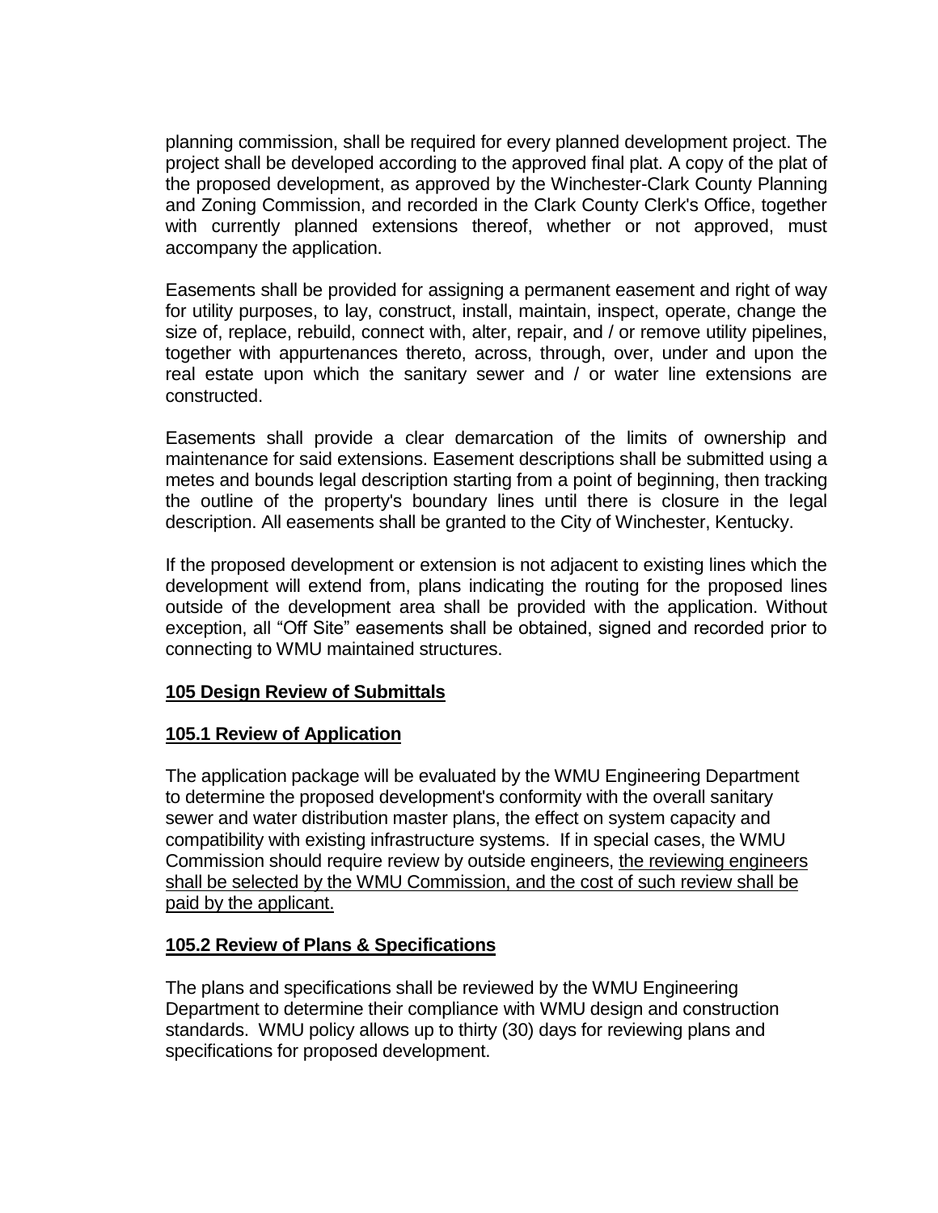planning commission, shall be required for every planned development project. The project shall be developed according to the approved final plat. A copy of the plat of the proposed development, as approved by the Winchester-Clark County Planning and Zoning Commission, and recorded in the Clark County Clerk's Office, together with currently planned extensions thereof, whether or not approved, must accompany the application.

Easements shall be provided for assigning a permanent easement and right of way for utility purposes, to lay, construct, install, maintain, inspect, operate, change the size of, replace, rebuild, connect with, alter, repair, and / or remove utility pipelines, together with appurtenances thereto, across, through, over, under and upon the real estate upon which the sanitary sewer and / or water line extensions are constructed.

Easements shall provide a clear demarcation of the limits of ownership and maintenance for said extensions. Easement descriptions shall be submitted using a metes and bounds legal description starting from a point of beginning, then tracking the outline of the property's boundary lines until there is closure in the legal description. All easements shall be granted to the City of Winchester, Kentucky.

If the proposed development or extension is not adjacent to existing lines which the development will extend from, plans indicating the routing for the proposed lines outside of the development area shall be provided with the application. Without exception, all "Off Site" easements shall be obtained, signed and recorded prior to connecting to WMU maintained structures.

## 105 Design Review of Submittals

### 105.1 Review of Application

The application package will be evaluated by the WMU Engineering Department to determine the proposed development's conformity with the overall sanitary sewer and water distribution master plans, the effect on system capacity and compatibility with existing infrastructure systems. If in special cases, the WMU Commission should require review by outside engineers, the reviewing engineers shall be selected by the WMU Commission, and the cost of such review shall be paid by the applicant.

### 105.2 Review of Plans & Specifications

The plans and specifications shall be reviewed by the WMU Engineering Department to determine their compliance with WMU design and construction standards. WMU policy allows up to thirty (30) days for reviewing plans and specifications for proposed development.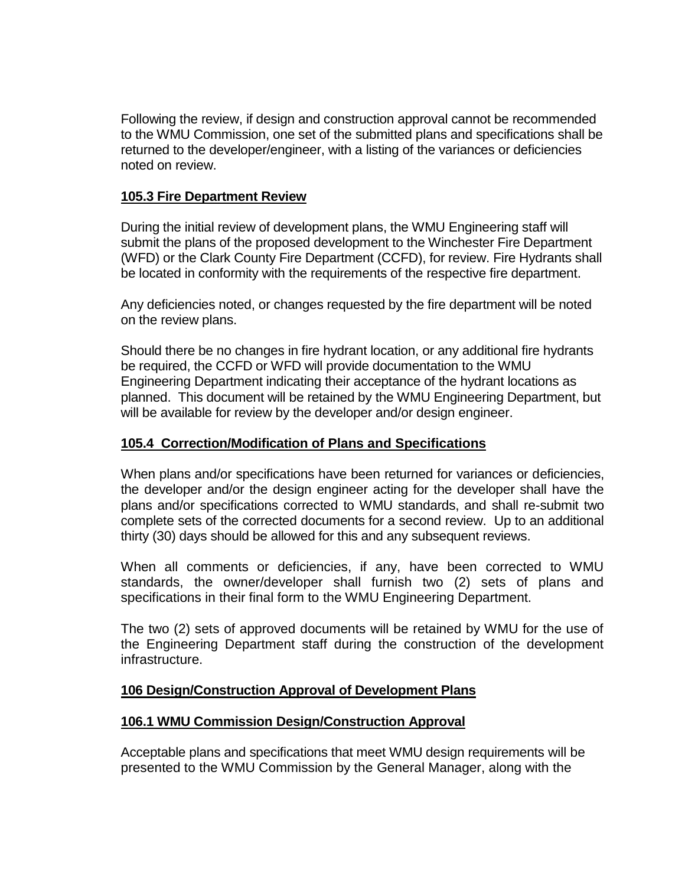Following the review, if design and construction approval cannot be recommended to the WMU Commission, one set of the submitted plans and specifications shall be returned to the developer/engineer, with a listing of the variances or deficiencies noted on review.

### 105.3 Fire Department Review

During the initial review of development plans, the WMU Engineering staff will submit the plans of the proposed development to the Winchester Fire Department (WFD) or the Clark County Fire Department (CCFD), for review. Fire Hydrants shall be located in conformity with the requirements of the respective fire department.

Any deficiencies noted, or changes requested by the fire department will be noted on the review plans.

Should there be no changes in fire hydrant location, or any additional fire hydrants be required, the CCFD or WFD will provide documentation to the WMU Engineering Department indicating their acceptance of the hydrant locations as planned. This document will be retained by the WMU Engineering Department, but will be available for review by the developer and/or design engineer.

### 105.4 Correction/Modification of Plans and Specifications

When plans and/or specifications have been returned for variances or deficiencies, the developer and/or the design engineer acting for the developer shall have the plans and/or specifications corrected to WMU standards, and shall re-submit two complete sets of the corrected documents for a second review. Up to an additional thirty (30) days should be allowed for this and any subsequent reviews.

When all comments or deficiencies, if any, have been corrected to WMU standards, the owner/developer shall furnish two (2) sets of plans and specifications in their final form to the WMU Engineering Department.

The two (2) sets of approved documents will be retained by WMU for the use of the Engineering Department staff during the construction of the development infrastructure.

## 106 Design/Construction Approval of Development Plans

### 106.1 WMU Commission Design/Construction Approval

Acceptable plans and specifications that meet WMU design requirements will be presented to the WMU Commission by the General Manager, along with the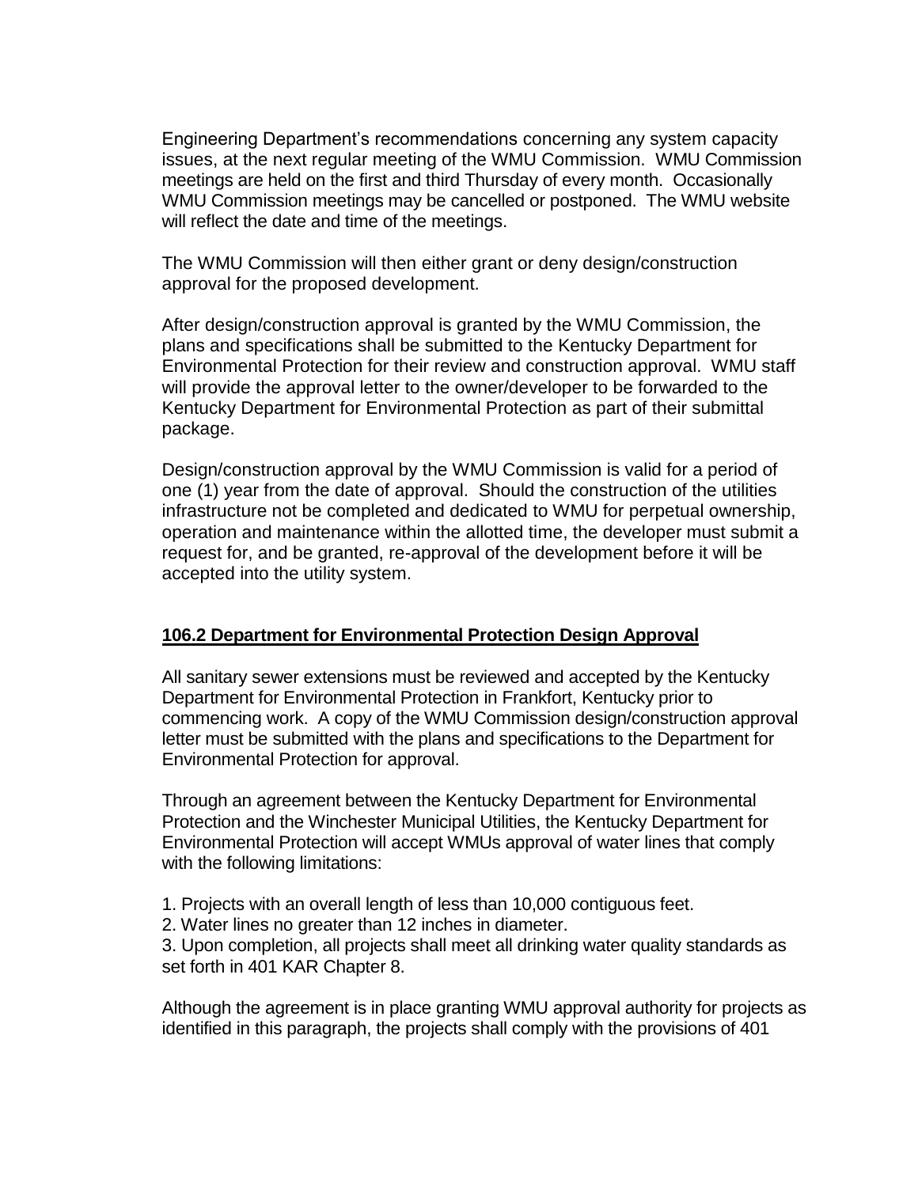Engineering Department's recommendations concerning any system capacity issues, at the next regular meeting of the WMU Commission. WMU Commission meetings are held on the first and third Thursday of every month. Occasionally WMU Commission meetings may be cancelled or postponed. The WMU website will reflect the date and time of the meetings.

The WMU Commission will then either grant or deny design/construction approval for the proposed development.

After design/construction approval is granted by the WMU Commission, the plans and specifications shall be submitted to the Kentucky Department for Environmental Protection for their review and construction approval. WMU staff will provide the approval letter to the owner/developer to be forwarded to the Kentucky Department for Environmental Protection as part of their submittal package.

Design/construction approval by the WMU Commission is valid for a period of one (1) year from the date of approval. Should the construction of the utilities infrastructure not be completed and dedicated to WMU for perpetual ownership, operation and maintenance within the allotted time, the developer must submit a request for, and be granted, re-approval of the development before it will be accepted into the utility system.

## 106.2 Department for Environmental Protection Design Approval

All sanitary sewer extensions must be reviewed and accepted by the Kentucky Department for Environmental Protection in Frankfort, Kentucky prior to commencing work. A copy of the WMU Commission design/construction approval letter must be submitted with the plans and specifications to the Department for Environmental Protection for approval.

Through an agreement between the Kentucky Department for Environmental Protection and the Winchester Municipal Utilities, the Kentucky Department for Environmental Protection will accept WMUs approval of water lines that comply with the following limitations:

1. Projects with an overall length of less than 10,000 contiguous feet.
2. Water lines no greater than 12 inches in diameter.
3. Upon completion, all projects shall meet all drinking water quality standards as set forth in 401 KAR Chapter 8.

Although the agreement is in place granting WMU approval authority for projects as identified in this paragraph, the projects shall comply with the provisions of 401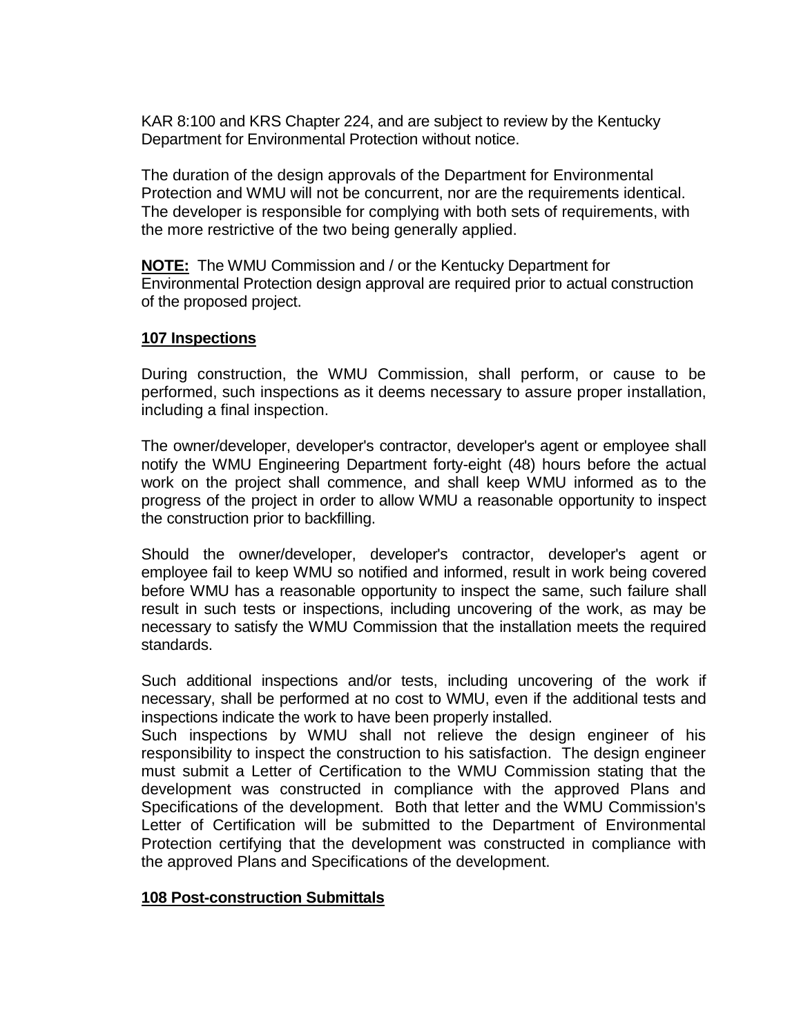KAR 8:100 and KRS Chapter 224, and are subject to review by the Kentucky Department for Environmental Protection without notice.

The duration of the design approvals of the Department for Environmental Protection and WMU will not be concurrent, nor are the requirements identical. The developer is responsible for complying with both sets of requirements, with the more restrictive of the two being generally applied.

**NOTE:** The WMU Commission and / or the Kentucky Department for Environmental Protection design approval are required prior to actual construction of the proposed project.

## 107 Inspections

During construction, the WMU Commission, shall perform, or cause to be performed, such inspections as it deems necessary to assure proper installation, including a final inspection.

The owner/developer, developer's contractor, developer's agent or employee shall notify the WMU Engineering Department forty-eight (48) hours before the actual work on the project shall commence, and shall keep WMU informed as to the progress of the project in order to allow WMU a reasonable opportunity to inspect the construction prior to backfilling.

Should the owner/developer, developer's contractor, developer's agent or employee fail to keep WMU so notified and informed, result in work being covered before WMU has a reasonable opportunity to inspect the same, such failure shall result in such tests or inspections, including uncovering of the work, as may be necessary to satisfy the WMU Commission that the installation meets the required standards.

Such additional inspections and/or tests, including uncovering of the work if necessary, shall be performed at no cost to WMU, even if the additional tests and inspections indicate the work to have been properly installed.
Such inspections by WMU shall not relieve the design engineer of his responsibility to inspect the construction to his satisfaction. The design engineer must submit a Letter of Certification to the WMU Commission stating that the development was constructed in compliance with the approved Plans and Specifications of the development. Both that letter and the WMU Commission's Letter of Certification will be submitted to the Department of Environmental Protection certifying that the development was constructed in compliance with the approved Plans and Specifications of the development.

## 108 Post-construction Submittals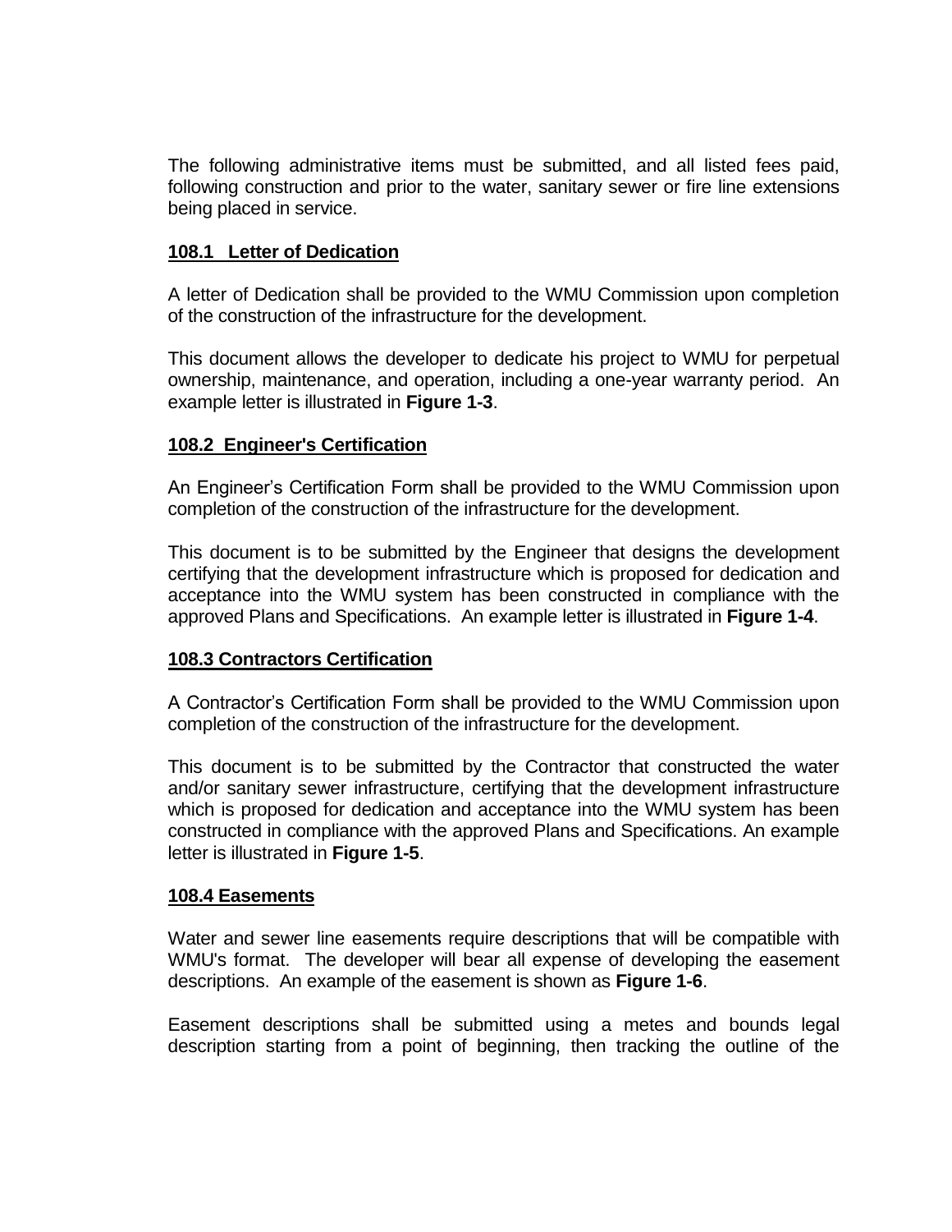The following administrative items must be submitted, and all listed fees paid, following construction and prior to the water, sanitary sewer or fire line extensions being placed in service.

### 108.1 Letter of Dedication

A letter of Dedication shall be provided to the WMU Commission upon completion of the construction of the infrastructure for the development.

This document allows the developer to dedicate his project to WMU for perpetual ownership, maintenance, and operation, including a one-year warranty period. An example letter is illustrated in **Figure 1-3**.

### 108.2 Engineer's Certification

An Engineer's Certification Form shall be provided to the WMU Commission upon completion of the construction of the infrastructure for the development.

This document is to be submitted by the Engineer that designs the development certifying that the development infrastructure which is proposed for dedication and acceptance into the WMU system has been constructed in compliance with the approved Plans and Specifications. An example letter is illustrated in **Figure 1-4**.

### 108.3 Contractors Certification

A Contractor's Certification Form shall be provided to the WMU Commission upon completion of the construction of the infrastructure for the development.

This document is to be submitted by the Contractor that constructed the water and/or sanitary sewer infrastructure, certifying that the development infrastructure which is proposed for dedication and acceptance into the WMU system has been constructed in compliance with the approved Plans and Specifications. An example letter is illustrated in **Figure 1-5**.

### 108.4 Easements

Water and sewer line easements require descriptions that will be compatible with WMU's format. The developer will bear all expense of developing the easement descriptions. An example of the easement is shown as **Figure 1-6**.

Easement descriptions shall be submitted using a metes and bounds legal description starting from a point of beginning, then tracking the outline of the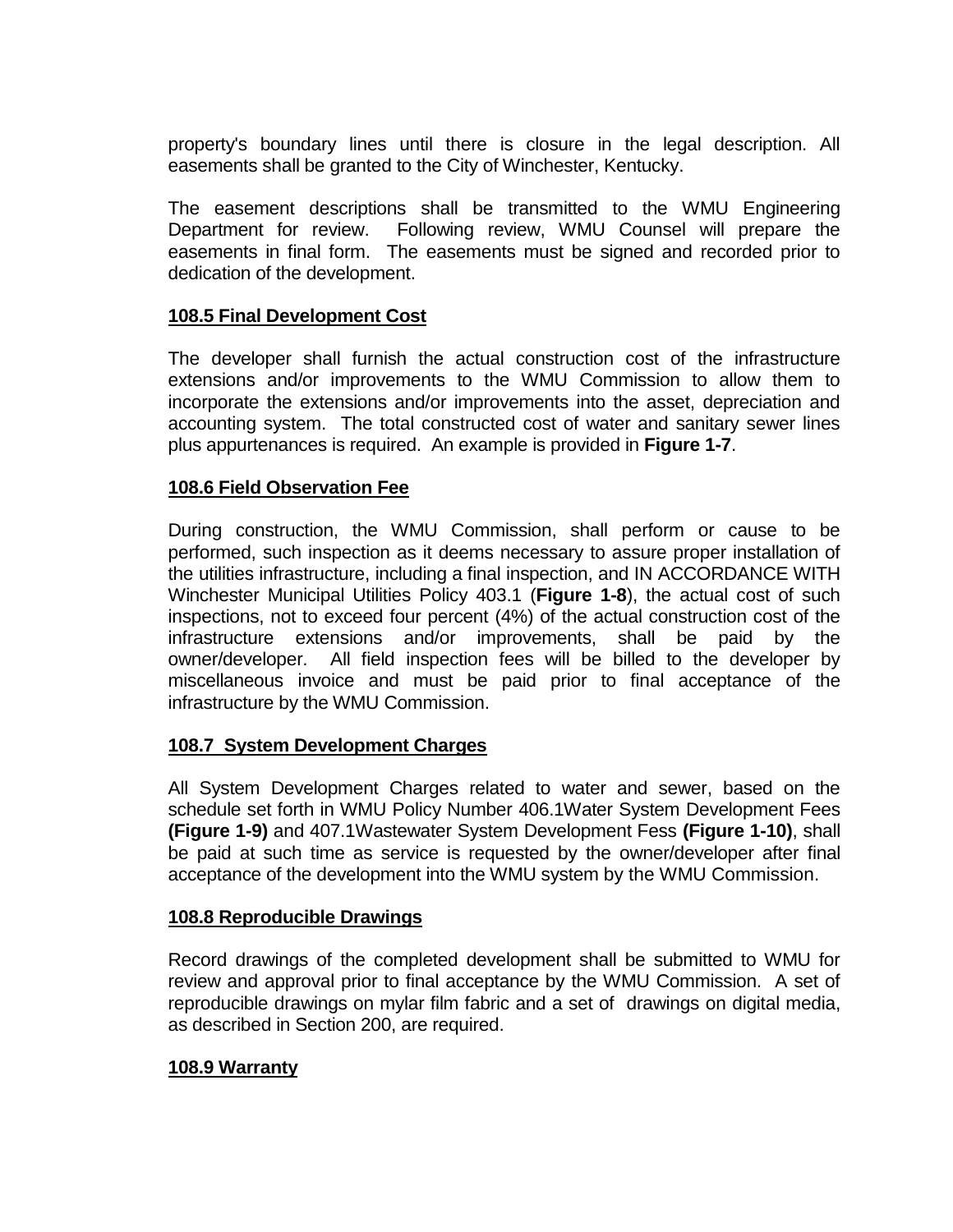property's boundary lines until there is closure in the legal description. All easements shall be granted to the City of Winchester, Kentucky.

The easement descriptions shall be transmitted to the WMU Engineering Department for review. Following review, WMU Counsel will prepare the easements in final form. The easements must be signed and recorded prior to dedication of the development.

### 108.5 Final Development Cost

The developer shall furnish the actual construction cost of the infrastructure extensions and/or improvements to the WMU Commission to allow them to incorporate the extensions and/or improvements into the asset, depreciation and accounting system. The total constructed cost of water and sanitary sewer lines plus appurtenances is required. An example is provided in **Figure 1-7**.

### 108.6 Field Observation Fee

During construction, the WMU Commission, shall perform or cause to be performed, such inspection as it deems necessary to assure proper installation of the utilities infrastructure, including a final inspection, and IN ACCORDANCE WITH Winchester Municipal Utilities Policy 403.1 (**Figure 1-8**), the actual cost of such inspections, not to exceed four percent (4%) of the actual construction cost of the infrastructure extensions and/or improvements, shall be paid by the owner/developer. All field inspection fees will be billed to the developer by miscellaneous invoice and must be paid prior to final acceptance of the infrastructure by the WMU Commission.

### 108.7 System Development Charges

All System Development Charges related to water and sewer, based on the schedule set forth in WMU Policy Number 406.1Water System Development Fees **(Figure 1-9)** and 407.1Wastewater System Development Fess **(Figure 1-10)**, shall be paid at such time as service is requested by the owner/developer after final acceptance of the development into the WMU system by the WMU Commission.

### 108.8 Reproducible Drawings

Record drawings of the completed development shall be submitted to WMU for review and approval prior to final acceptance by the WMU Commission. A set of reproducible drawings on mylar film fabric and a set of drawings on digital media, as described in Section 200, are required.

### 108.9 Warranty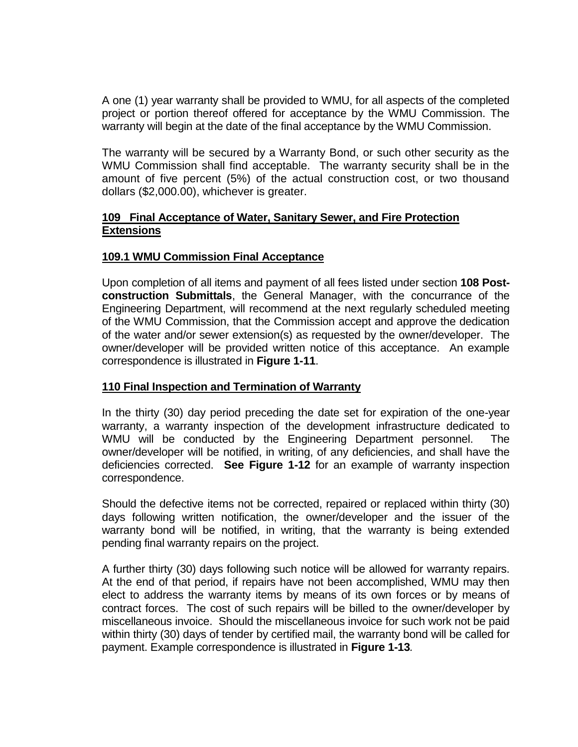A one (1) year warranty shall be provided to WMU, for all aspects of the completed project or portion thereof offered for acceptance by the WMU Commission. The warranty will begin at the date of the final acceptance by the WMU Commission.

The warranty will be secured by a Warranty Bond, or such other security as the WMU Commission shall find acceptable. The warranty security shall be in the amount of five percent (5%) of the actual construction cost, or two thousand dollars ($2,000.00), whichever is greater.

## 109 Final Acceptance of Water, Sanitary Sewer, and Fire Protection Extensions

### 109.1 WMU Commission Final Acceptance

Upon completion of all items and payment of all fees listed under section **108 Post-construction Submittals**, the General Manager, with the concurrance of the Engineering Department, will recommend at the next regularly scheduled meeting of the WMU Commission, that the Commission accept and approve the dedication of the water and/or sewer extension(s) as requested by the owner/developer. The owner/developer will be provided written notice of this acceptance. An example correspondence is illustrated in **Figure 1-11**.

## 110 Final Inspection and Termination of Warranty

In the thirty (30) day period preceding the date set for expiration of the one-year warranty, a warranty inspection of the development infrastructure dedicated to WMU will be conducted by the Engineering Department personnel. The owner/developer will be notified, in writing, of any deficiencies, and shall have the deficiencies corrected. **See Figure 1-12** for an example of warranty inspection correspondence.

Should the defective items not be corrected, repaired or replaced within thirty (30) days following written notification, the owner/developer and the issuer of the warranty bond will be notified, in writing, that the warranty is being extended pending final warranty repairs on the project.

A further thirty (30) days following such notice will be allowed for warranty repairs. At the end of that period, if repairs have not been accomplished, WMU may then elect to address the warranty items by means of its own forces or by means of contract forces. The cost of such repairs will be billed to the owner/developer by miscellaneous invoice. Should the miscellaneous invoice for such work not be paid within thirty (30) days of tender by certified mail, the warranty bond will be called for payment. Example correspondence is illustrated in **Figure 1-13**.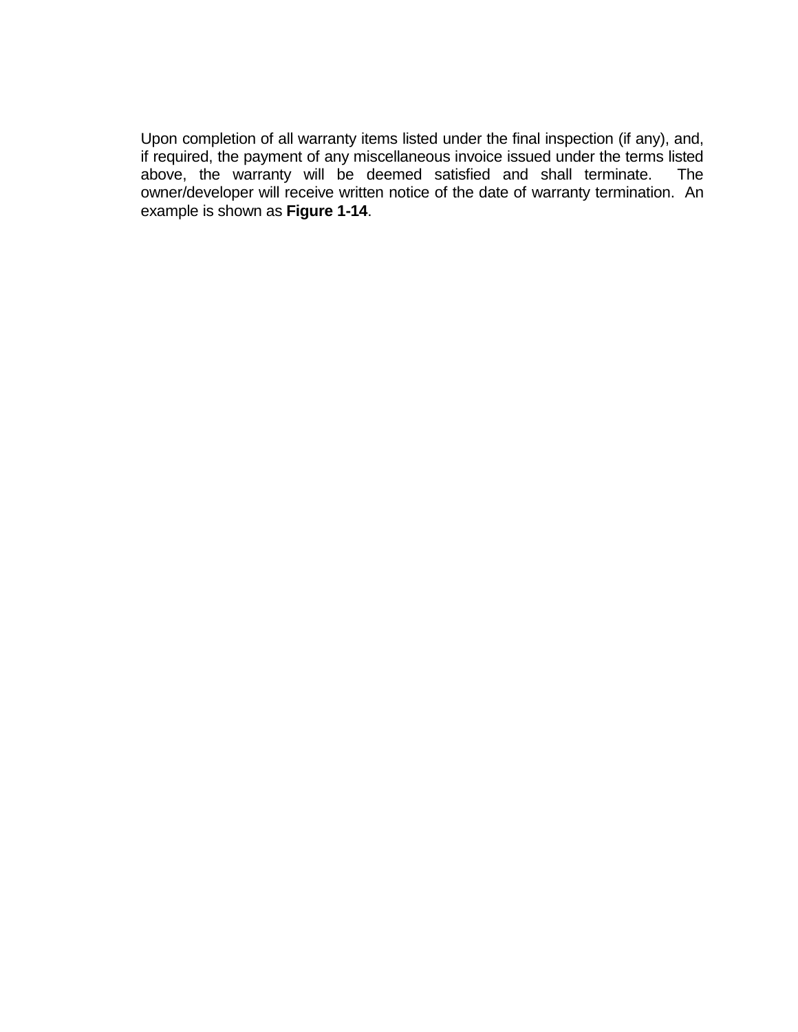Upon completion of all warranty items listed under the final inspection (if any), and, if required, the payment of any miscellaneous invoice issued under the terms listed above, the warranty will be deemed satisfied and shall terminate. The owner/developer will receive written notice of the date of warranty termination. An example is shown as **Figure 1-14**.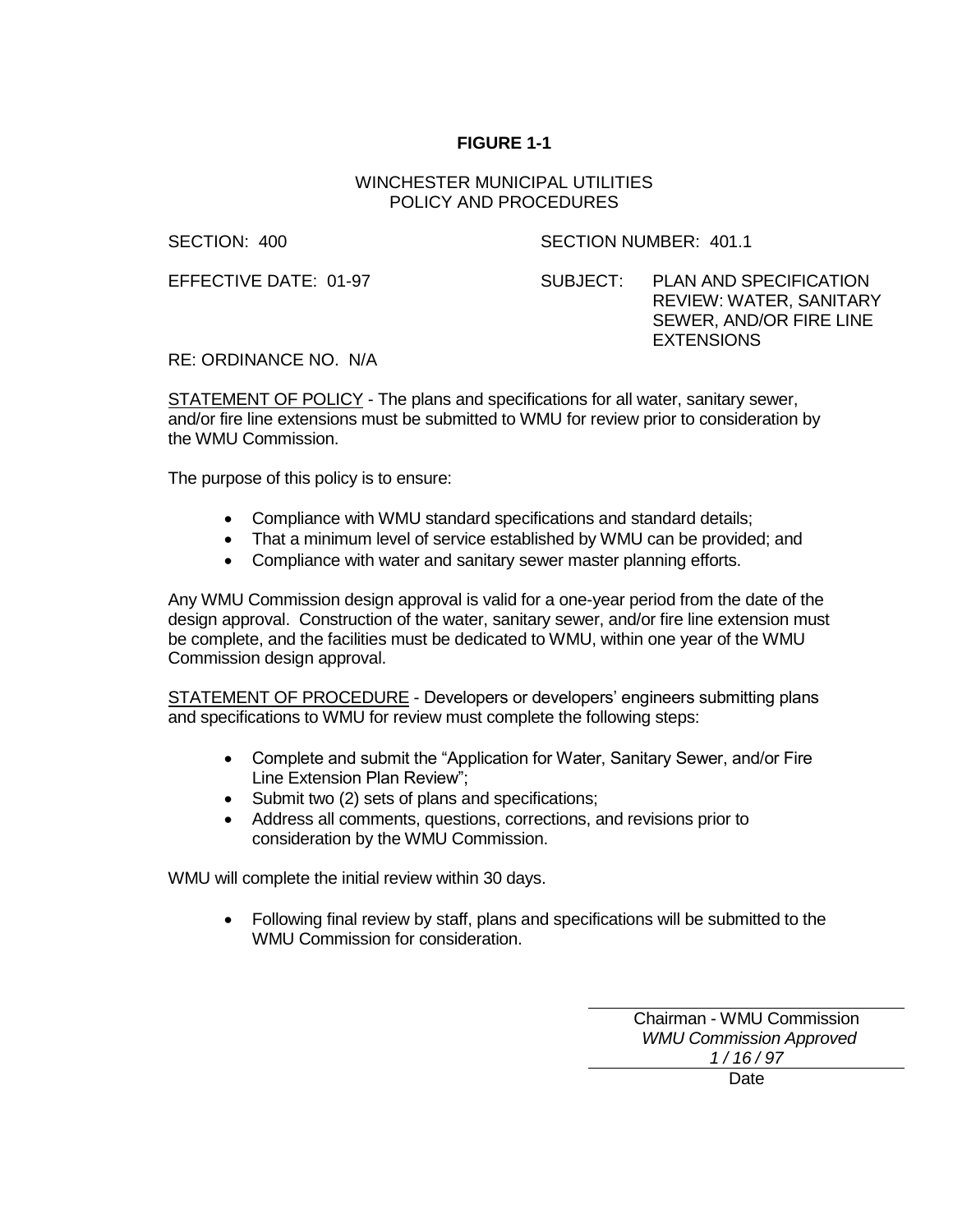**FIGURE 1-1**

WINCHESTER MUNICIPAL UTILITIES
POLICY AND PROCEDURES

SECTION: 400

SECTION NUMBER: 401.1

EFFECTIVE DATE: 01-97

SUBJECT: PLAN AND SPECIFICATION REVIEW: WATER, SANITARY SEWER, AND/OR FIRE LINE EXTENSIONS

RE: ORDINANCE NO. N/A

<u>STATEMENT OF POLICY</u> - The plans and specifications for all water, sanitary sewer, and/or fire line extensions must be submitted to WMU for review prior to consideration by the WMU Commission.

The purpose of this policy is to ensure:

- Compliance with WMU standard specifications and standard details;
- That a minimum level of service established by WMU can be provided; and
- Compliance with water and sanitary sewer master planning efforts.

Any WMU Commission design approval is valid for a one-year period from the date of the design approval. Construction of the water, sanitary sewer, and/or fire line extension must be complete, and the facilities must be dedicated to WMU, within one year of the WMU Commission design approval.

<u>STATEMENT OF PROCEDURE</u> - Developers or developers' engineers submitting plans and specifications to WMU for review must complete the following steps:

- Complete and submit the "Application for Water, Sanitary Sewer, and/or Fire Line Extension Plan Review";
- Submit two (2) sets of plans and specifications;
- Address all comments, questions, corrections, and revisions prior to consideration by the WMU Commission.

WMU will complete the initial review within 30 days.

- Following final review by staff, plans and specifications will be submitted to the WMU Commission for consideration.

Chairman - WMU Commission
*WMU Commission Approved*
*1 / 16 / 97*
Date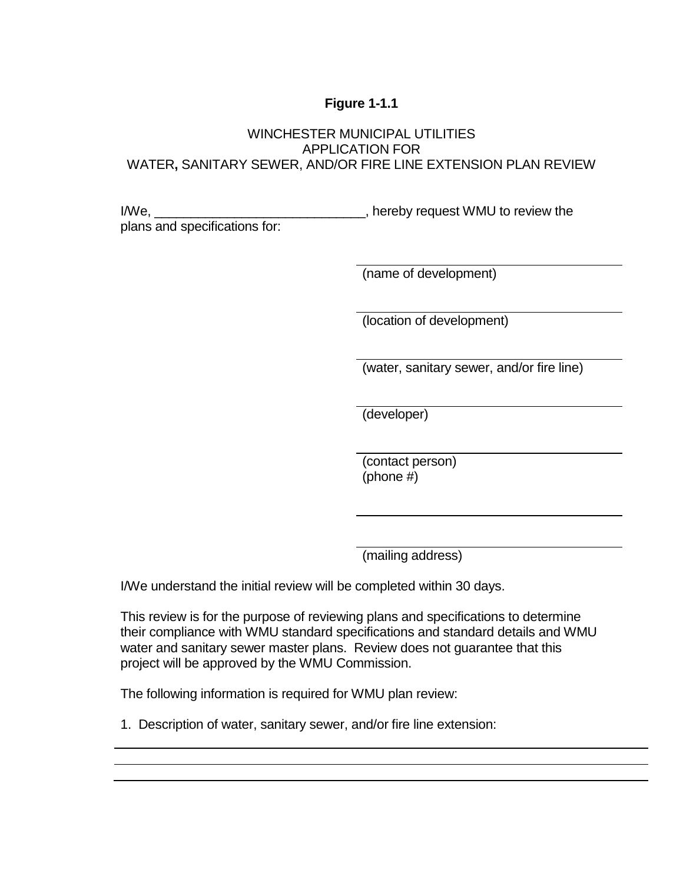**Figure 1-1.1**

WINCHESTER MUNICIPAL UTILITIES
APPLICATION FOR
WATER**,** SANITARY SEWER, AND/OR FIRE LINE EXTENSION PLAN REVIEW

I/We, _____________________________, hereby request WMU to review the plans and specifications for:

_______________________________
(name of development)

_______________________________
(location of development)

_______________________________
(water, sanitary sewer, and/or fire line)

_______________________________
(developer)

_______________________________
(contact person)
(phone #)

_______________________________

_______________________________
(mailing address)

I/We understand the initial review will be completed within 30 days.

This review is for the purpose of reviewing plans and specifications to determine their compliance with WMU standard specifications and standard details and WMU water and sanitary sewer master plans. Review does not guarantee that this project will be approved by the WMU Commission.

The following information is required for WMU plan review:

1. Description of water, sanitary sewer, and/or fire line extension:

_______________________________________________________________

_______________________________________________________________

_______________________________________________________________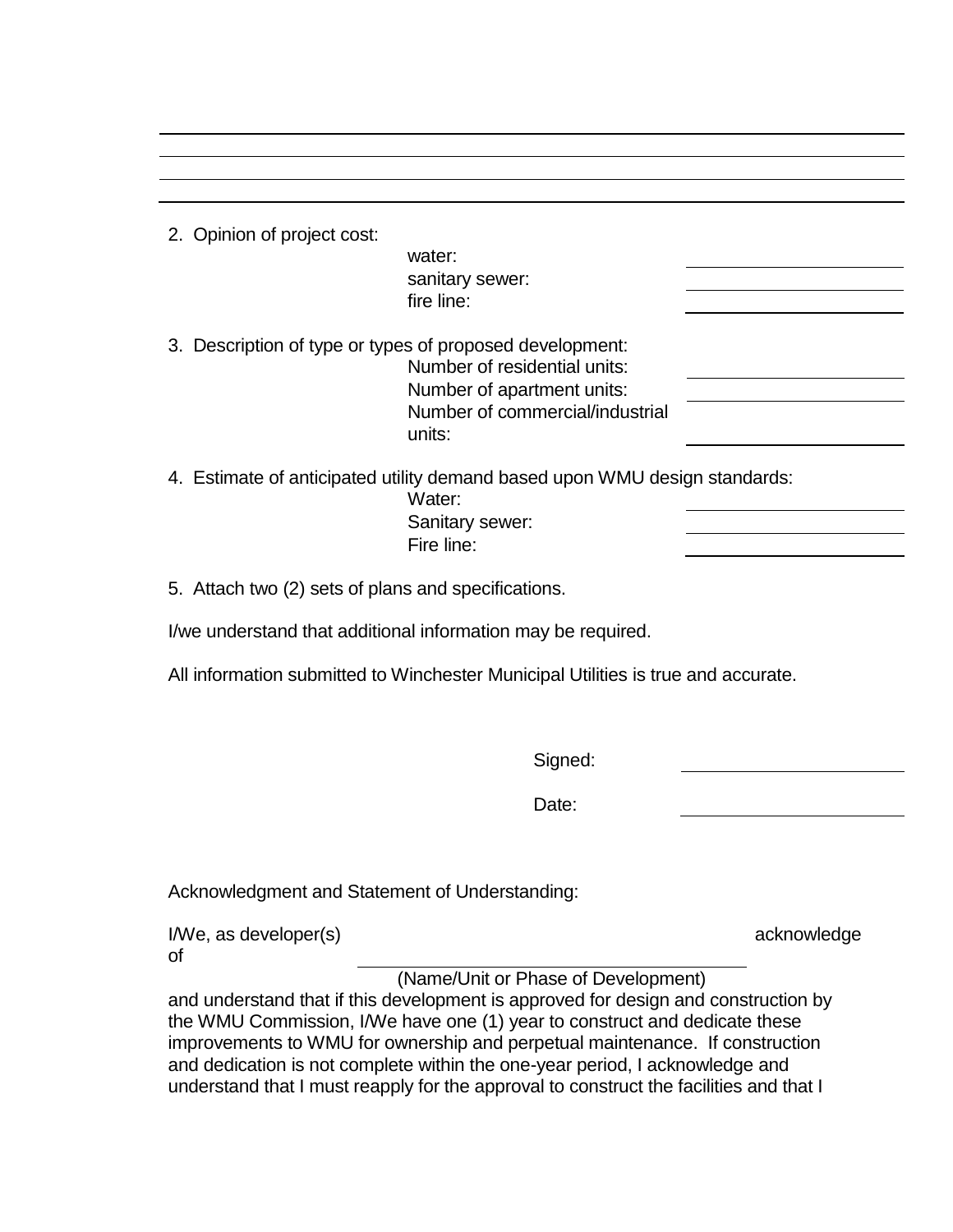2. Opinion of project cost:

    water: \_\_\_\_\_\_\_\_\_\_\_\_\_\_\_\_

    sanitary sewer: \_\_\_\_\_\_\_\_\_\_\_\_\_\_\_\_

    fire line: \_\_\_\_\_\_\_\_\_\_\_\_\_\_\_\_

3. Description of type or types of proposed development:

    Number of residential units: \_\_\_\_\_\_\_\_\_\_\_\_\_\_\_\_

    Number of apartment units: \_\_\_\_\_\_\_\_\_\_\_\_\_\_\_\_

    Number of commercial/industrial units: \_\_\_\_\_\_\_\_\_\_\_\_\_\_\_\_

4. Estimate of anticipated utility demand based upon WMU design standards:

    Water: \_\_\_\_\_\_\_\_\_\_\_\_\_\_\_\_

    Sanitary sewer: \_\_\_\_\_\_\_\_\_\_\_\_\_\_\_\_

    Fire line: \_\_\_\_\_\_\_\_\_\_\_\_\_\_\_\_

5. Attach two (2) sets of plans and specifications.

I/we understand that additional information may be required.

All information submitted to Winchester Municipal Utilities is true and accurate.

Signed: \_\_\_\_\_\_\_\_\_\_\_\_\_\_\_\_

Date: \_\_\_\_\_\_\_\_\_\_\_\_\_\_\_\_

Acknowledgment and Statement of Understanding:

I/We, as developer(s) acknowledge of \_\_\_\_\_\_\_\_\_\_\_\_\_\_\_\_\_\_\_\_\_\_\_\_\_\_\_\_\_\_\_\_
(Name/Unit or Phase of Development)
and understand that if this development is approved for design and construction by the WMU Commission, I/We have one (1) year to construct and dedicate these improvements to WMU for ownership and perpetual maintenance. If construction and dedication is not complete within the one-year period, I acknowledge and understand that I must reapply for the approval to construct the facilities and that I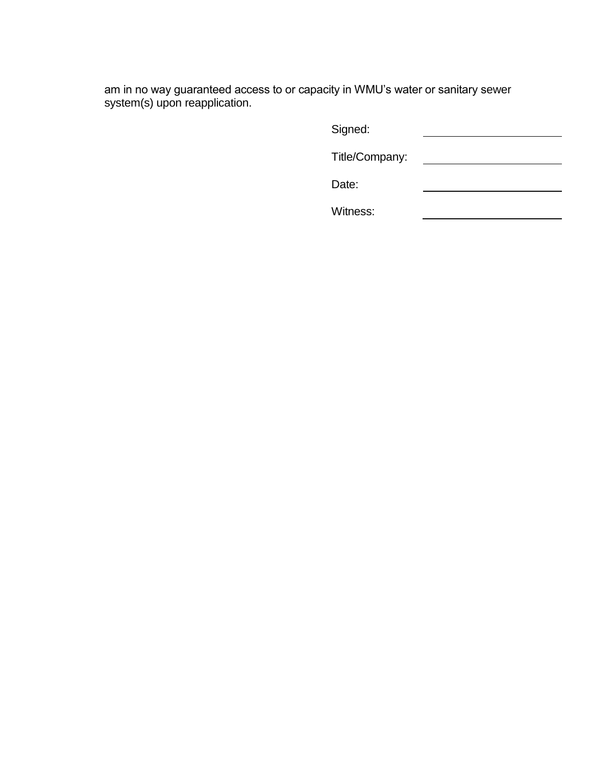am in no way guaranteed access to or capacity in WMU's water or sanitary sewer system(s) upon reapplication.

Signed: \_\_\_\_\_\_\_\_\_\_\_\_\_\_\_\_\_\_\_\_

Title/Company: \_\_\_\_\_\_\_\_\_\_\_\_\_\_\_\_\_\_\_\_

Date: \_\_\_\_\_\_\_\_\_\_\_\_\_\_\_\_\_\_\_\_

Witness: \_\_\_\_\_\_\_\_\_\_\_\_\_\_\_\_\_\_\_\_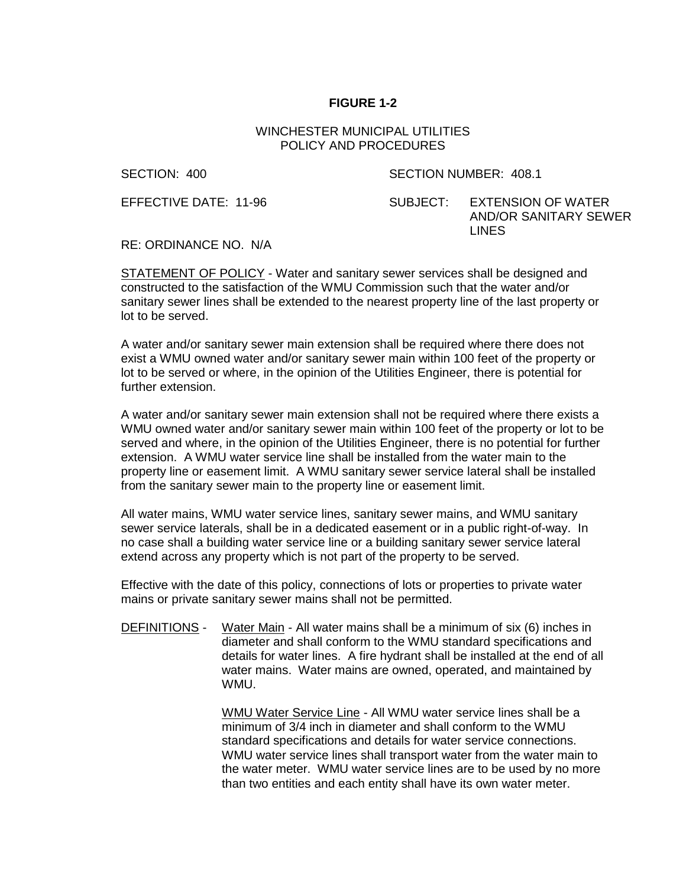**FIGURE 1-2**

WINCHESTER MUNICIPAL UTILITIES
POLICY AND PROCEDURES

SECTION: 400 SECTION NUMBER: 408.1

EFFECTIVE DATE: 11-96 SUBJECT: EXTENSION OF WATER AND/OR SANITARY SEWER LINES

RE: ORDINANCE NO. N/A

STATEMENT OF POLICY - Water and sanitary sewer services shall be designed and constructed to the satisfaction of the WMU Commission such that the water and/or sanitary sewer lines shall be extended to the nearest property line of the last property or lot to be served.

A water and/or sanitary sewer main extension shall be required where there does not exist a WMU owned water and/or sanitary sewer main within 100 feet of the property or lot to be served or where, in the opinion of the Utilities Engineer, there is potential for further extension.

A water and/or sanitary sewer main extension shall not be required where there exists a WMU owned water and/or sanitary sewer main within 100 feet of the property or lot to be served and where, in the opinion of the Utilities Engineer, there is no potential for further extension. A WMU water service line shall be installed from the water main to the property line or easement limit. A WMU sanitary sewer service lateral shall be installed from the sanitary sewer main to the property line or easement limit.

All water mains, WMU water service lines, sanitary sewer mains, and WMU sanitary sewer service laterals, shall be in a dedicated easement or in a public right-of-way. In no case shall a building water service line or a building sanitary sewer service lateral extend across any property which is not part of the property to be served.

Effective with the date of this policy, connections of lots or properties to private water mains or private sanitary sewer mains shall not be permitted.

DEFINITIONS - Water Main - All water mains shall be a minimum of six (6) inches in diameter and shall conform to the WMU standard specifications and details for water lines. A fire hydrant shall be installed at the end of all water mains. Water mains are owned, operated, and maintained by WMU.

WMU Water Service Line - All WMU water service lines shall be a minimum of 3/4 inch in diameter and shall conform to the WMU standard specifications and details for water service connections. WMU water service lines shall transport water from the water main to the water meter. WMU water service lines are to be used by no more than two entities and each entity shall have its own water meter.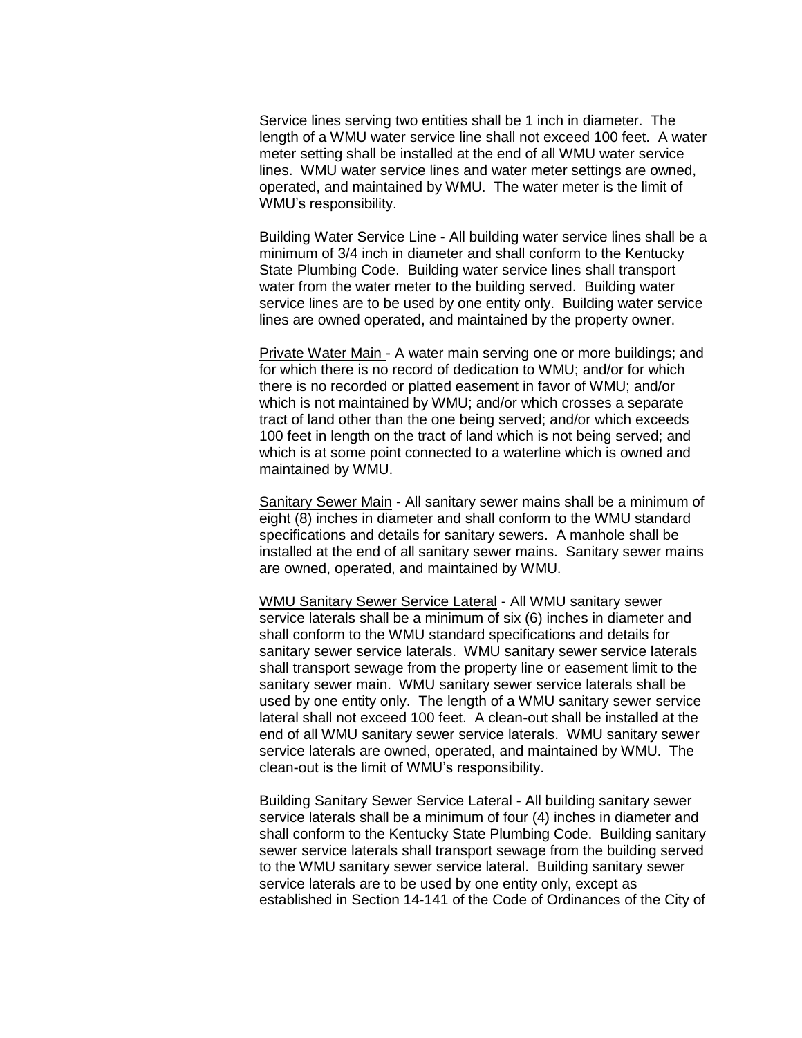Service lines serving two entities shall be 1 inch in diameter. The length of a WMU water service line shall not exceed 100 feet. A water meter setting shall be installed at the end of all WMU water service lines. WMU water service lines and water meter settings are owned, operated, and maintained by WMU. The water meter is the limit of WMU's responsibility.

Building Water Service Line - All building water service lines shall be a minimum of 3/4 inch in diameter and shall conform to the Kentucky State Plumbing Code. Building water service lines shall transport water from the water meter to the building served. Building water service lines are to be used by one entity only. Building water service lines are owned operated, and maintained by the property owner.

Private Water Main - A water main serving one or more buildings; and for which there is no record of dedication to WMU; and/or for which there is no recorded or platted easement in favor of WMU; and/or which is not maintained by WMU; and/or which crosses a separate tract of land other than the one being served; and/or which exceeds 100 feet in length on the tract of land which is not being served; and which is at some point connected to a waterline which is owned and maintained by WMU.

Sanitary Sewer Main - All sanitary sewer mains shall be a minimum of eight (8) inches in diameter and shall conform to the WMU standard specifications and details for sanitary sewers. A manhole shall be installed at the end of all sanitary sewer mains. Sanitary sewer mains are owned, operated, and maintained by WMU.

WMU Sanitary Sewer Service Lateral - All WMU sanitary sewer service laterals shall be a minimum of six (6) inches in diameter and shall conform to the WMU standard specifications and details for sanitary sewer service laterals. WMU sanitary sewer service laterals shall transport sewage from the property line or easement limit to the sanitary sewer main. WMU sanitary sewer service laterals shall be used by one entity only. The length of a WMU sanitary sewer service lateral shall not exceed 100 feet. A clean-out shall be installed at the end of all WMU sanitary sewer service laterals. WMU sanitary sewer service laterals are owned, operated, and maintained by WMU. The clean-out is the limit of WMU's responsibility.

Building Sanitary Sewer Service Lateral - All building sanitary sewer service laterals shall be a minimum of four (4) inches in diameter and shall conform to the Kentucky State Plumbing Code. Building sanitary sewer service laterals shall transport sewage from the building served to the WMU sanitary sewer service lateral. Building sanitary sewer service laterals are to be used by one entity only, except as established in Section 14-141 of the Code of Ordinances of the City of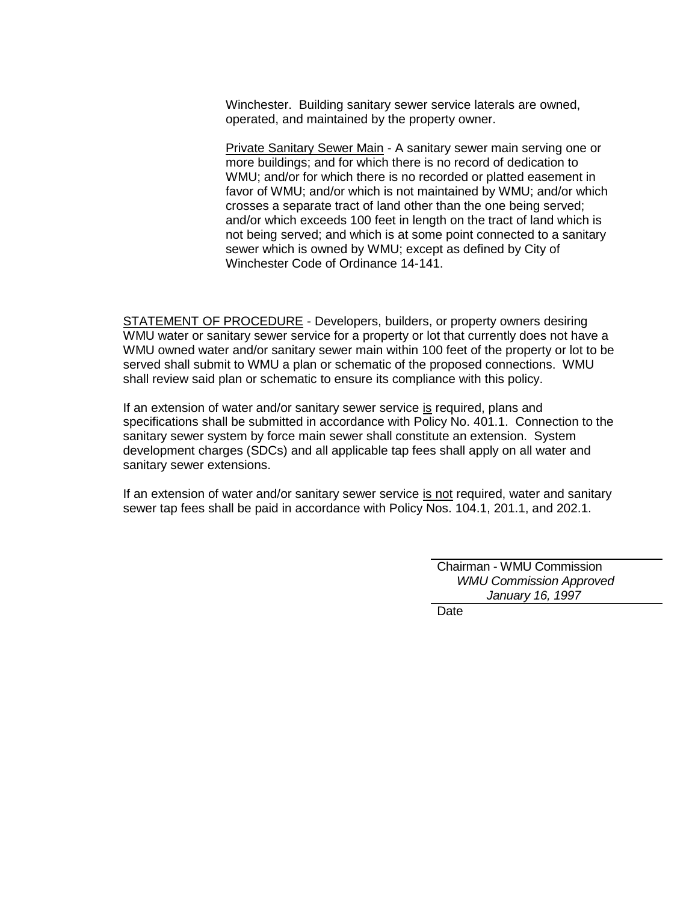Winchester. Building sanitary sewer service laterals are owned, operated, and maintained by the property owner.

<u>Private Sanitary Sewer Main</u> - A sanitary sewer main serving one or more buildings; and for which there is no record of dedication to WMU; and/or for which there is no recorded or platted easement in favor of WMU; and/or which is not maintained by WMU; and/or which crosses a separate tract of land other than the one being served; and/or which exceeds 100 feet in length on the tract of land which is not being served; and which is at some point connected to a sanitary sewer which is owned by WMU; except as defined by City of Winchester Code of Ordinance 14-141.

<u>STATEMENT OF PROCEDURE</u> - Developers, builders, or property owners desiring WMU water or sanitary sewer service for a property or lot that currently does not have a WMU owned water and/or sanitary sewer main within 100 feet of the property or lot to be served shall submit to WMU a plan or schematic of the proposed connections. WMU shall review said plan or schematic to ensure its compliance with this policy.

If an extension of water and/or sanitary sewer service <u>is</u> required, plans and specifications shall be submitted in accordance with Policy No. 401.1. Connection to the sanitary sewer system by force main sewer shall constitute an extension. System development charges (SDCs) and all applicable tap fees shall apply on all water and sanitary sewer extensions.

If an extension of water and/or sanitary sewer service <u>is not</u> required, water and sanitary sewer tap fees shall be paid in accordance with Policy Nos. 104.1, 201.1, and 202.1.

Chairman - WMU Commission

*WMU Commission Approved*
*January 16, 1997*

Date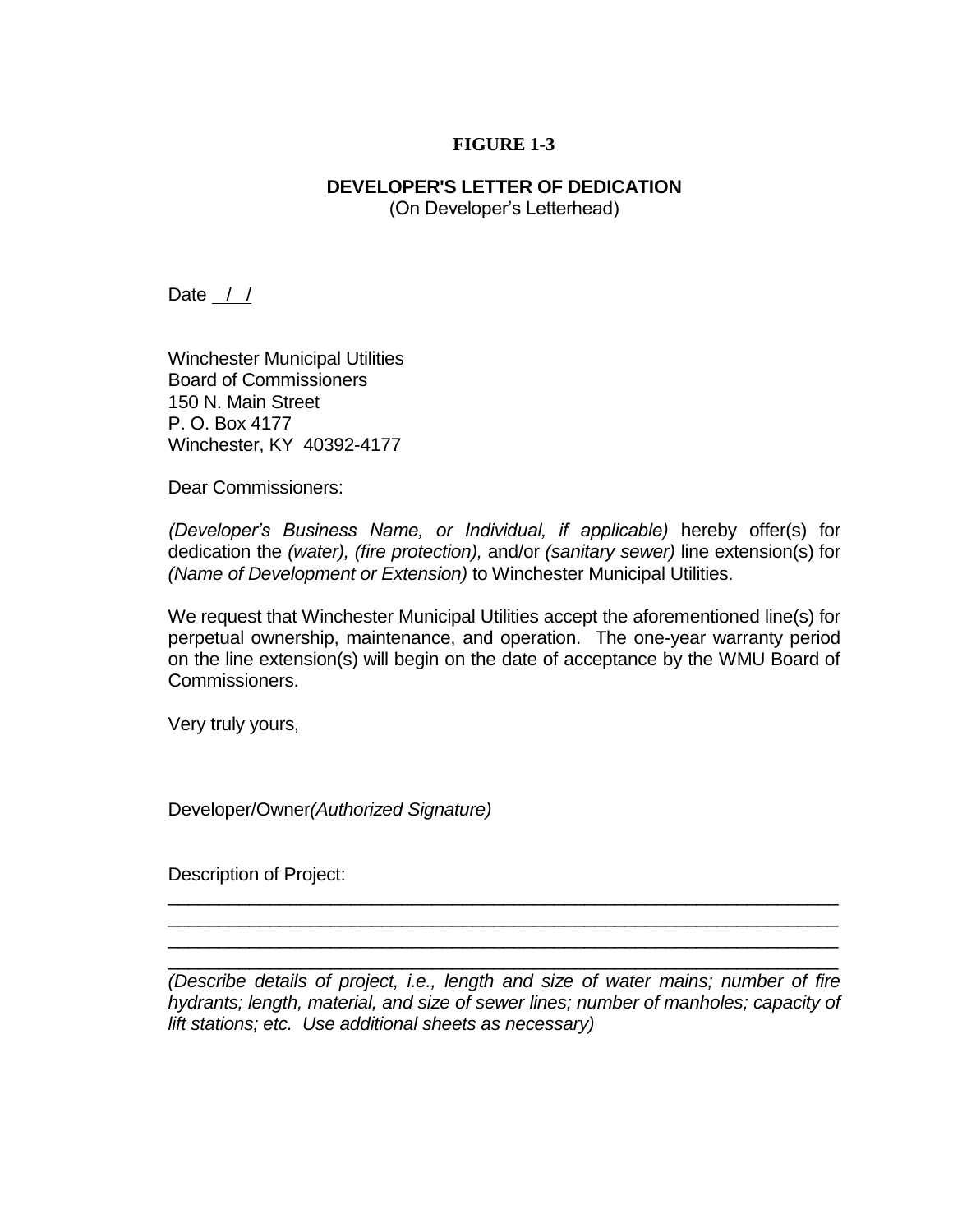**FIGURE 1-3**

**DEVELOPER'S LETTER OF DEDICATION**
(On Developer's Letterhead)

Date / /

Winchester Municipal Utilities
Board of Commissioners
150 N. Main Street
P. O. Box 4177
Winchester, KY 40392-4177

Dear Commissioners:

*(Developer's Business Name, or Individual, if applicable)* hereby offer(s) for dedication the *(water), (fire protection),* and/or *(sanitary sewer)* line extension(s) for *(Name of Development or Extension)* to Winchester Municipal Utilities.

We request that Winchester Municipal Utilities accept the aforementioned line(s) for perpetual ownership, maintenance, and operation. The one-year warranty period on the line extension(s) will begin on the date of acceptance by the WMU Board of Commissioners.

Very truly yours,

Developer/Owner*(Authorized Signature)*

Description of Project:

________________________________________________________________

________________________________________________________________

________________________________________________________________

________________________________________________________________

*(Describe details of project, i.e., length and size of water mains; number of fire hydrants; length, material, and size of sewer lines; number of manholes; capacity of lift stations; etc. Use additional sheets as necessary)*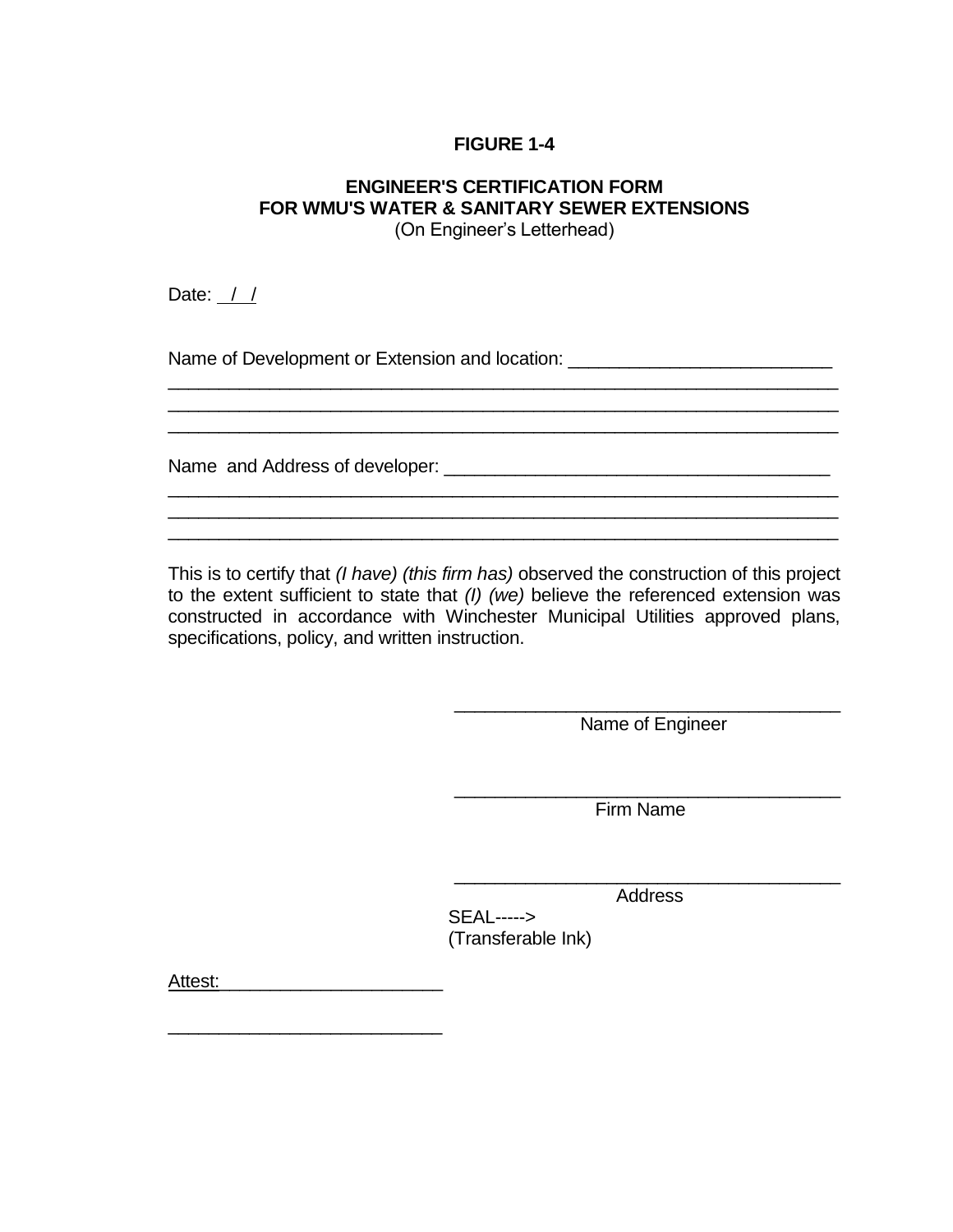**FIGURE 1-4**

**ENGINEER'S CERTIFICATION FORM**
**FOR WMU'S WATER & SANITARY SEWER EXTENSIONS**
(On Engineer's Letterhead)

Date: ___/___/___

Name of Development or Extension and location: __________________________
_____________________________________________________________________
_____________________________________________________________________
_____________________________________________________________________

Name and Address of developer: ______________________________________
_____________________________________________________________________
_____________________________________________________________________
_____________________________________________________________________

This is to certify that *(I have) (this firm has)* observed the construction of this project to the extent sufficient to state that *(I) (we)* believe the referenced extension was constructed in accordance with Winchester Municipal Utilities approved plans, specifications, policy, and written instruction.

_______________________________________
Name of Engineer

_______________________________________
Firm Name

_______________________________________
Address

SEAL----->
(Transferable Ink)

Attest:______________________

___________________________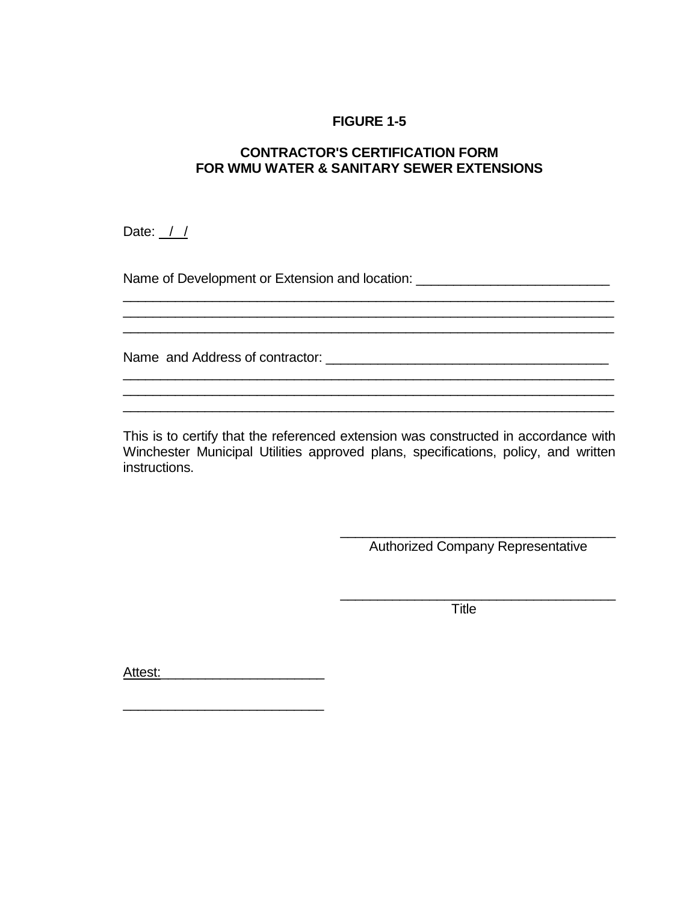**FIGURE 1-5**

**CONTRACTOR'S CERTIFICATION FORM
FOR WMU WATER & SANITARY SEWER EXTENSIONS**

Date: __ / / __

Name of Development or Extension and location: _________________________
_________________________________________________________________
_________________________________________________________________
_________________________________________________________________

Name and Address of contractor: _____________________________________
_________________________________________________________________
_________________________________________________________________
_________________________________________________________________

This is to certify that the referenced extension was constructed in accordance with Winchester Municipal Utilities approved plans, specifications, policy, and written instructions.

____________________________________
Authorized Company Representative

____________________________________
Title

Attest:_____________________

___________________________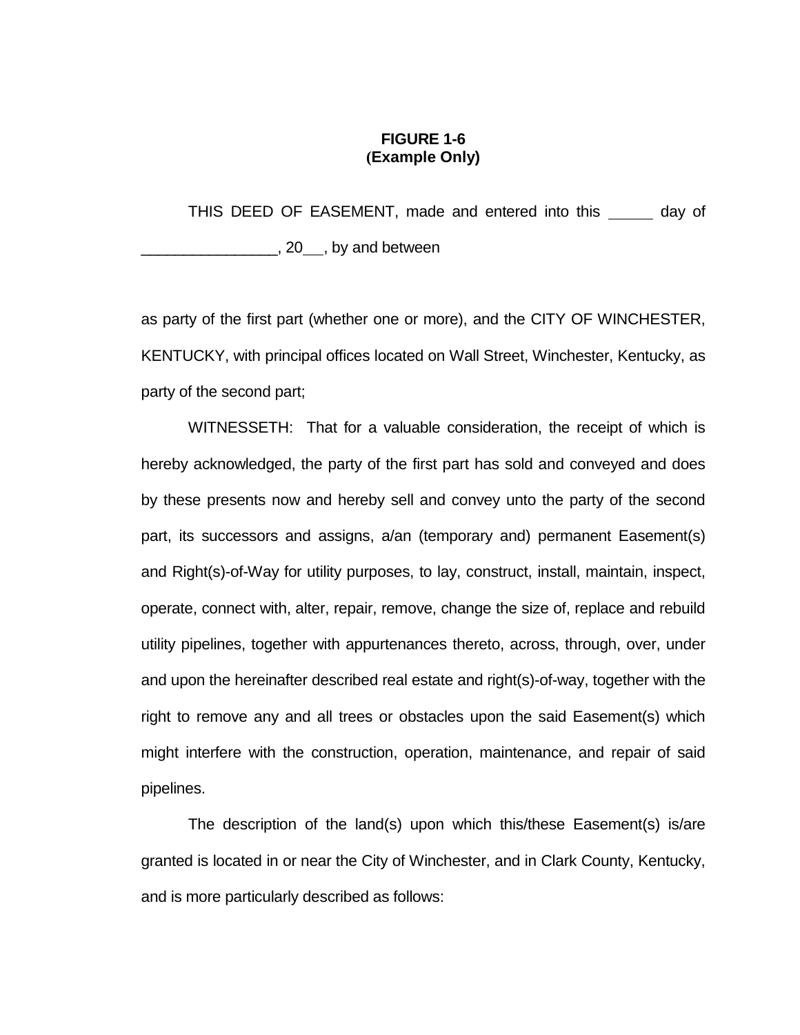**FIGURE 1-6**
**(Example Only)**

THIS DEED OF EASEMENT, made and entered into this _____ day of ________________, 20__, by and between

as party of the first part (whether one or more), and the CITY OF WINCHESTER, KENTUCKY, with principal offices located on Wall Street, Winchester, Kentucky, as party of the second part;

WITNESSETH: That for a valuable consideration, the receipt of which is hereby acknowledged, the party of the first part has sold and conveyed and does by these presents now and hereby sell and convey unto the party of the second part, its successors and assigns, a/an (temporary and) permanent Easement(s) and Right(s)-of-Way for utility purposes, to lay, construct, install, maintain, inspect, operate, connect with, alter, repair, remove, change the size of, replace and rebuild utility pipelines, together with appurtenances thereto, across, through, over, under and upon the hereinafter described real estate and right(s)-of-way, together with the right to remove any and all trees or obstacles upon the said Easement(s) which might interfere with the construction, operation, maintenance, and repair of said pipelines.

The description of the land(s) upon which this/these Easement(s) is/are granted is located in or near the City of Winchester, and in Clark County, Kentucky, and is more particularly described as follows: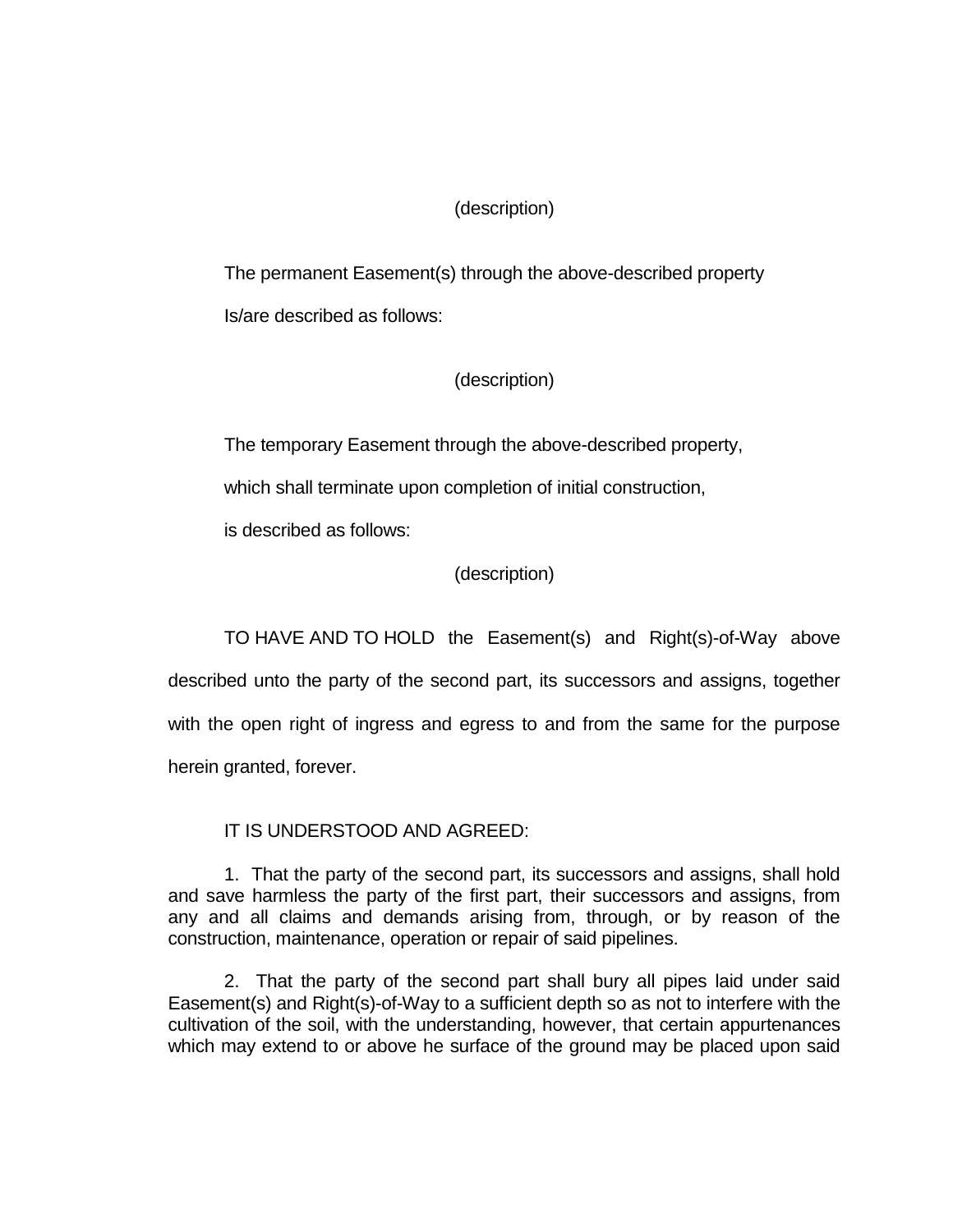(description)

The permanent Easement(s) through the above-described property

Is/are described as follows:

(description)

The temporary Easement through the above-described property,

which shall terminate upon completion of initial construction,

is described as follows:

(description)

TO HAVE AND TO HOLD the Easement(s) and Right(s)-of-Way above described unto the party of the second part, its successors and assigns, together with the open right of ingress and egress to and from the same for the purpose herein granted, forever.

IT IS UNDERSTOOD AND AGREED:

1. That the party of the second part, its successors and assigns, shall hold and save harmless the party of the first part, their successors and assigns, from any and all claims and demands arising from, through, or by reason of the construction, maintenance, operation or repair of said pipelines.

2. That the party of the second part shall bury all pipes laid under said Easement(s) and Right(s)-of-Way to a sufficient depth so as not to interfere with the cultivation of the soil, with the understanding, however, that certain appurtenances which may extend to or above he surface of the ground may be placed upon said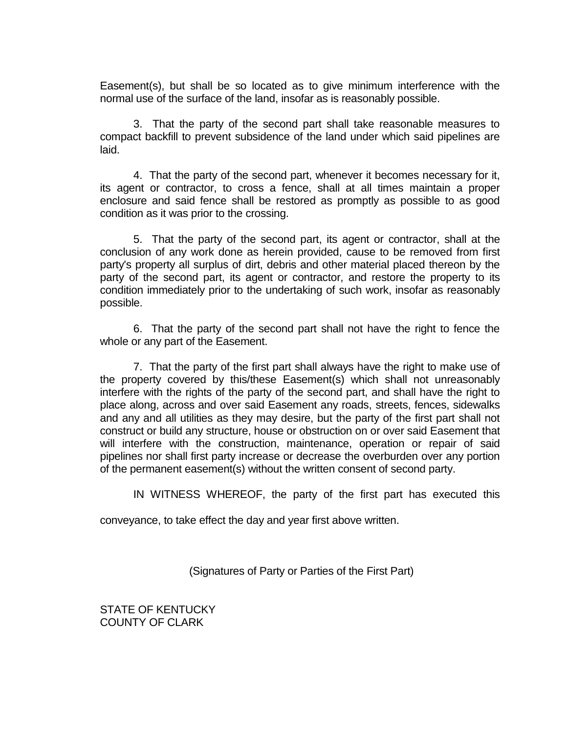Easement(s), but shall be so located as to give minimum interference with the normal use of the surface of the land, insofar as is reasonably possible.

3. That the party of the second part shall take reasonable measures to compact backfill to prevent subsidence of the land under which said pipelines are laid.

4. That the party of the second part, whenever it becomes necessary for it, its agent or contractor, to cross a fence, shall at all times maintain a proper enclosure and said fence shall be restored as promptly as possible to as good condition as it was prior to the crossing.

5. That the party of the second part, its agent or contractor, shall at the conclusion of any work done as herein provided, cause to be removed from first party's property all surplus of dirt, debris and other material placed thereon by the party of the second part, its agent or contractor, and restore the property to its condition immediately prior to the undertaking of such work, insofar as reasonably possible.

6. That the party of the second part shall not have the right to fence the whole or any part of the Easement.

7. That the party of the first part shall always have the right to make use of the property covered by this/these Easement(s) which shall not unreasonably interfere with the rights of the party of the second part, and shall have the right to place along, across and over said Easement any roads, streets, fences, sidewalks and any and all utilities as they may desire, but the party of the first part shall not construct or build any structure, house or obstruction on or over said Easement that will interfere with the construction, maintenance, operation or repair of said pipelines nor shall first party increase or decrease the overburden over any portion of the permanent easement(s) without the written consent of second party.

IN WITNESS WHEREOF, the party of the first part has executed this conveyance, to take effect the day and year first above written.

(Signatures of Party or Parties of the First Part)

STATE OF KENTUCKY
COUNTY OF CLARK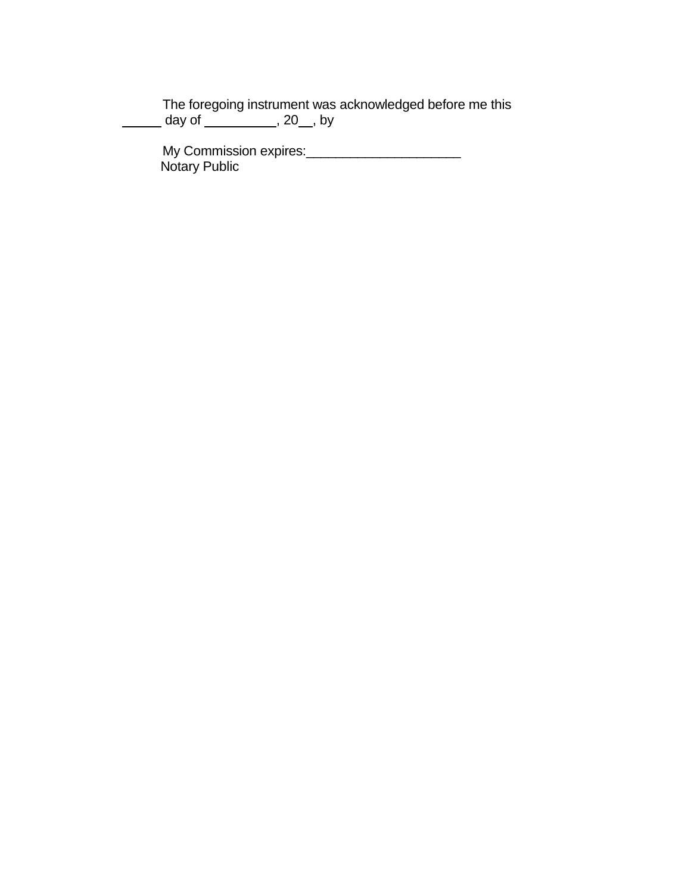The foregoing instrument was acknowledged before me this _____ day of __________, 20__, by

My Commission expires:_____________________
Notary Public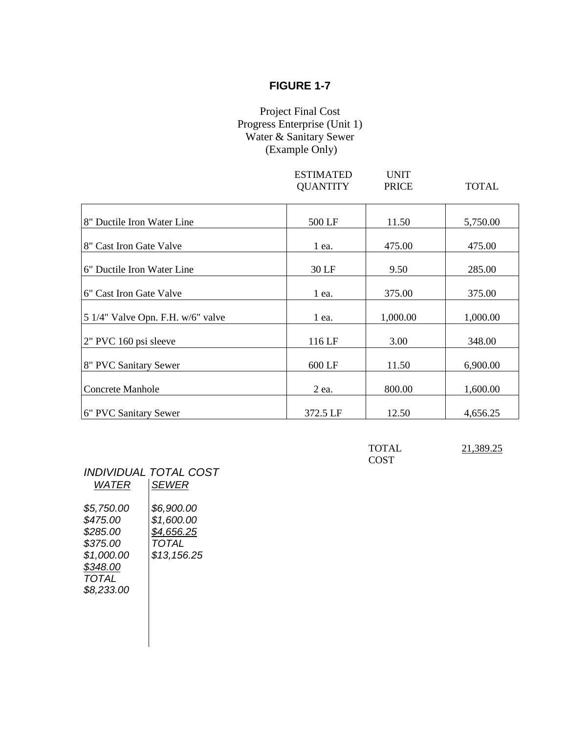# FIGURE 1-7

Project Final Cost
Progress Enterprise (Unit 1)
Water & Sanitary Sewer
(Example Only)

| | ESTIMATED QUANTITY | UNIT PRICE | TOTAL |
|---|---|---|---|
| 8" Ductile Iron Water Line | 500 LF | 11.50 | 5,750.00 |
| 8" Cast Iron Gate Valve | 1 ea. | 475.00 | 475.00 |
| 6" Ductile Iron Water Line | 30 LF | 9.50 | 285.00 |
| 6" Cast Iron Gate Valve | 1 ea. | 375.00 | 375.00 |
| 5 1/4" Valve Opn. F.H. w/6" valve | 1 ea. | 1,000.00 | 1,000.00 |
| 2" PVC 160 psi sleeve | 116 LF | 3.00 | 348.00 |
| 8" PVC Sanitary Sewer | 600 LF | 11.50 | 6,900.00 |
| Concrete Manhole | 2 ea. | 800.00 | 1,600.00 |
| 6" PVC Sanitary Sewer | 372.5 LF | 12.50 | 4,656.25 |

TOTAL COST 21,389.25

*INDIVIDUAL TOTAL COST*

| *WATER* | *SEWER* |
|---|---|
| *$5,750.00* | *$6,900.00* |
| *$475.00* | *$1,600.00* |
| *$285.00* | *$4,656.25* |
| *$375.00* | *TOTAL* |
| *$1,000.00* | *$13,156.25* |
| *$348.00* | |
| *TOTAL* | |
| *$8,233.00* | |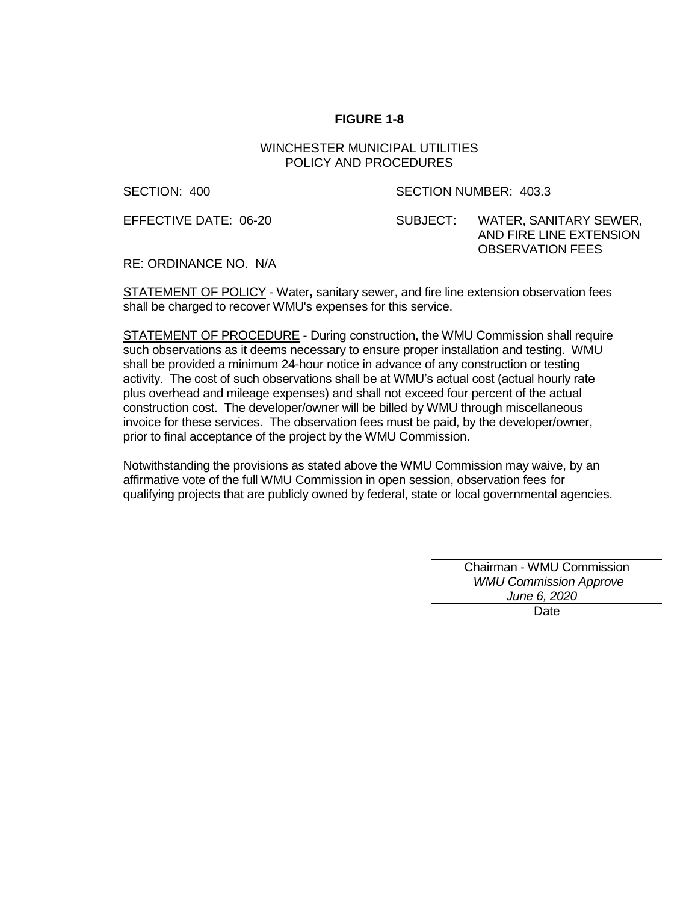**FIGURE 1-8**

WINCHESTER MUNICIPAL UTILITIES
POLICY AND PROCEDURES

SECTION: 400 SECTION NUMBER: 403.3

EFFECTIVE DATE: 06-20 SUBJECT: WATER, SANITARY SEWER, AND FIRE LINE EXTENSION OBSERVATION FEES

RE: ORDINANCE NO. N/A

<u>STATEMENT OF POLICY</u> - Water**,** sanitary sewer, and fire line extension observation fees shall be charged to recover WMU's expenses for this service.

<u>STATEMENT OF PROCEDURE</u> - During construction, the WMU Commission shall require such observations as it deems necessary to ensure proper installation and testing. WMU shall be provided a minimum 24-hour notice in advance of any construction or testing activity. The cost of such observations shall be at WMU's actual cost (actual hourly rate plus overhead and mileage expenses) and shall not exceed four percent of the actual construction cost. The developer/owner will be billed by WMU through miscellaneous invoice for these services. The observation fees must be paid, by the developer/owner, prior to final acceptance of the project by the WMU Commission.

Notwithstanding the provisions as stated above the WMU Commission may waive, by an affirmative vote of the full WMU Commission in open session, observation fees for qualifying projects that are publicly owned by federal, state or local governmental agencies.

Chairman - WMU Commission
*WMU Commission Approve*
*June 6, 2020*
Date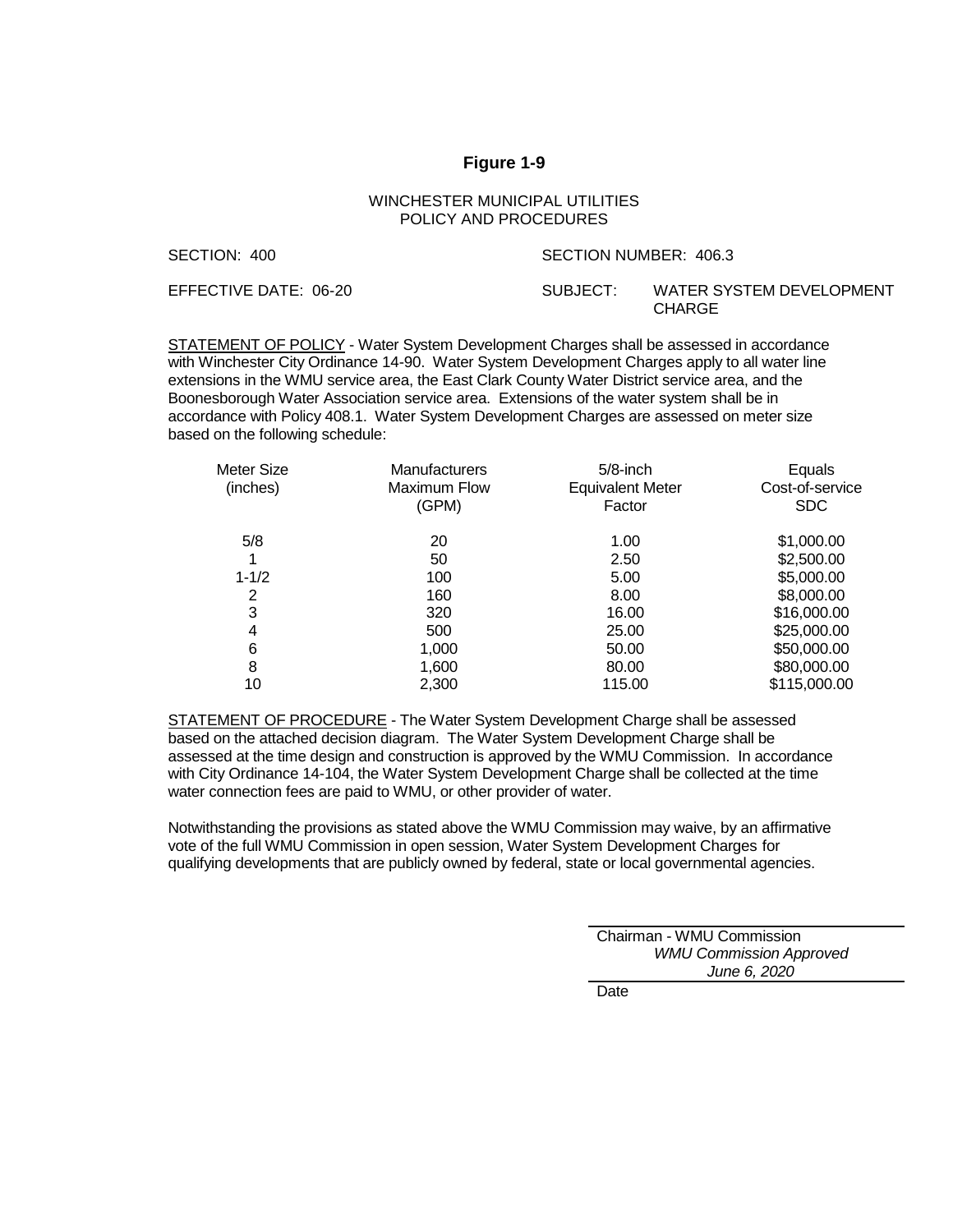**Figure 1-9**

WINCHESTER MUNICIPAL UTILITIES
POLICY AND PROCEDURES

SECTION: 400 SECTION NUMBER: 406.3

EFFECTIVE DATE: 06-20 SUBJECT: WATER SYSTEM DEVELOPMENT CHARGE

STATEMENT OF POLICY - Water System Development Charges shall be assessed in accordance with Winchester City Ordinance 14-90. Water System Development Charges apply to all water line extensions in the WMU service area, the East Clark County Water District service area, and the Boonesborough Water Association service area. Extensions of the water system shall be in accordance with Policy 408.1. Water System Development Charges are assessed on meter size based on the following schedule:

| Meter Size (inches) | Manufacturers Maximum Flow (GPM) | 5/8-inch Equivalent Meter Factor | Equals Cost-of-service SDC |
|---|---|---|---|
| 5/8 | 20 | 1.00 | $1,000.00 |
| 1 | 50 | 2.50 | $2,500.00 |
| 1-1/2 | 100 | 5.00 | $5,000.00 |
| 2 | 160 | 8.00 | $8,000.00 |
| 3 | 320 | 16.00 | $16,000.00 |
| 4 | 500 | 25.00 | $25,000.00 |
| 6 | 1,000 | 50.00 | $50,000.00 |
| 8 | 1,600 | 80.00 | $80,000.00 |
| 10 | 2,300 | 115.00 | $115,000.00 |

STATEMENT OF PROCEDURE - The Water System Development Charge shall be assessed based on the attached decision diagram. The Water System Development Charge shall be assessed at the time design and construction is approved by the WMU Commission. In accordance with City Ordinance 14-104, the Water System Development Charge shall be collected at the time water connection fees are paid to WMU, or other provider of water.

Notwithstanding the provisions as stated above the WMU Commission may waive, by an affirmative vote of the full WMU Commission in open session, Water System Development Charges for qualifying developments that are publicly owned by federal, state or local governmental agencies.

Chairman - WMU Commission
*WMU Commission Approved*
*June 6, 2020*

Date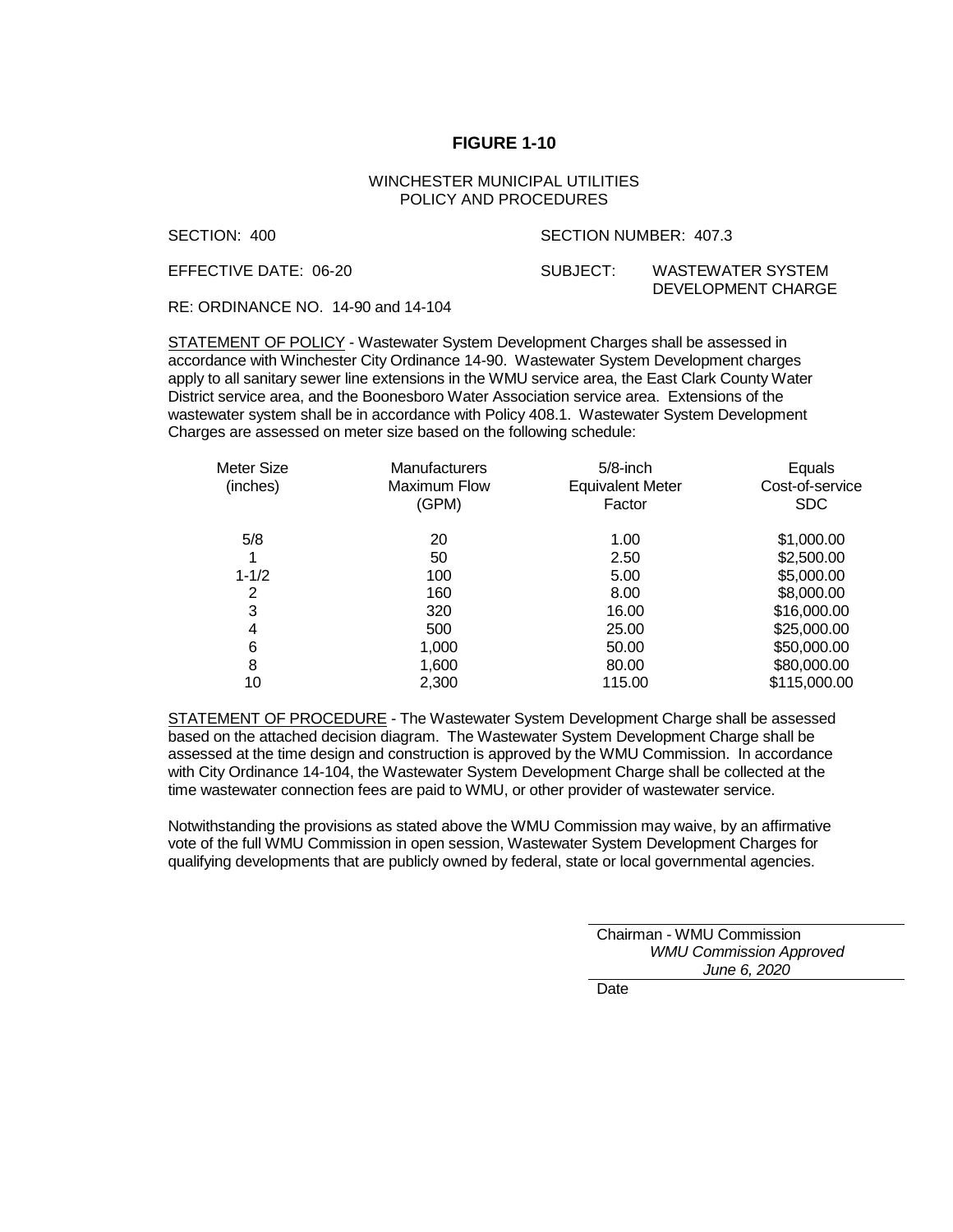# FIGURE 1-10

WINCHESTER MUNICIPAL UTILITIES
POLICY AND PROCEDURES

SECTION: 400

SECTION NUMBER: 407.3

EFFECTIVE DATE: 06-20

SUBJECT: WASTEWATER SYSTEM DEVELOPMENT CHARGE

RE: ORDINANCE NO. 14-90 and 14-104

STATEMENT OF POLICY - Wastewater System Development Charges shall be assessed in accordance with Winchester City Ordinance 14-90. Wastewater System Development charges apply to all sanitary sewer line extensions in the WMU service area, the East Clark County Water District service area, and the Boonesboro Water Association service area. Extensions of the wastewater system shall be in accordance with Policy 408.1. Wastewater System Development Charges are assessed on meter size based on the following schedule:

| Meter Size (inches) | Manufacturers Maximum Flow (GPM) | 5/8-inch Equivalent Meter Factor | Equals Cost-of-service SDC |
|---|---|---|---|
| 5/8 | 20 | 1.00 | $1,000.00 |
| 1 | 50 | 2.50 | $2,500.00 |
| 1-1/2 | 100 | 5.00 | $5,000.00 |
| 2 | 160 | 8.00 | $8,000.00 |
| 3 | 320 | 16.00 | $16,000.00 |
| 4 | 500 | 25.00 | $25,000.00 |
| 6 | 1,000 | 50.00 | $50,000.00 |
| 8 | 1,600 | 80.00 | $80,000.00 |
| 10 | 2,300 | 115.00 | $115,000.00 |

STATEMENT OF PROCEDURE - The Wastewater System Development Charge shall be assessed based on the attached decision diagram. The Wastewater System Development Charge shall be assessed at the time design and construction is approved by the WMU Commission. In accordance with City Ordinance 14-104, the Wastewater System Development Charge shall be collected at the time wastewater connection fees are paid to WMU, or other provider of wastewater service.

Notwithstanding the provisions as stated above the WMU Commission may waive, by an affirmative vote of the full WMU Commission in open session, Wastewater System Development Charges for qualifying developments that are publicly owned by federal, state or local governmental agencies.

Chairman - WMU Commission
*WMU Commission Approved*
*June 6, 2020*

Date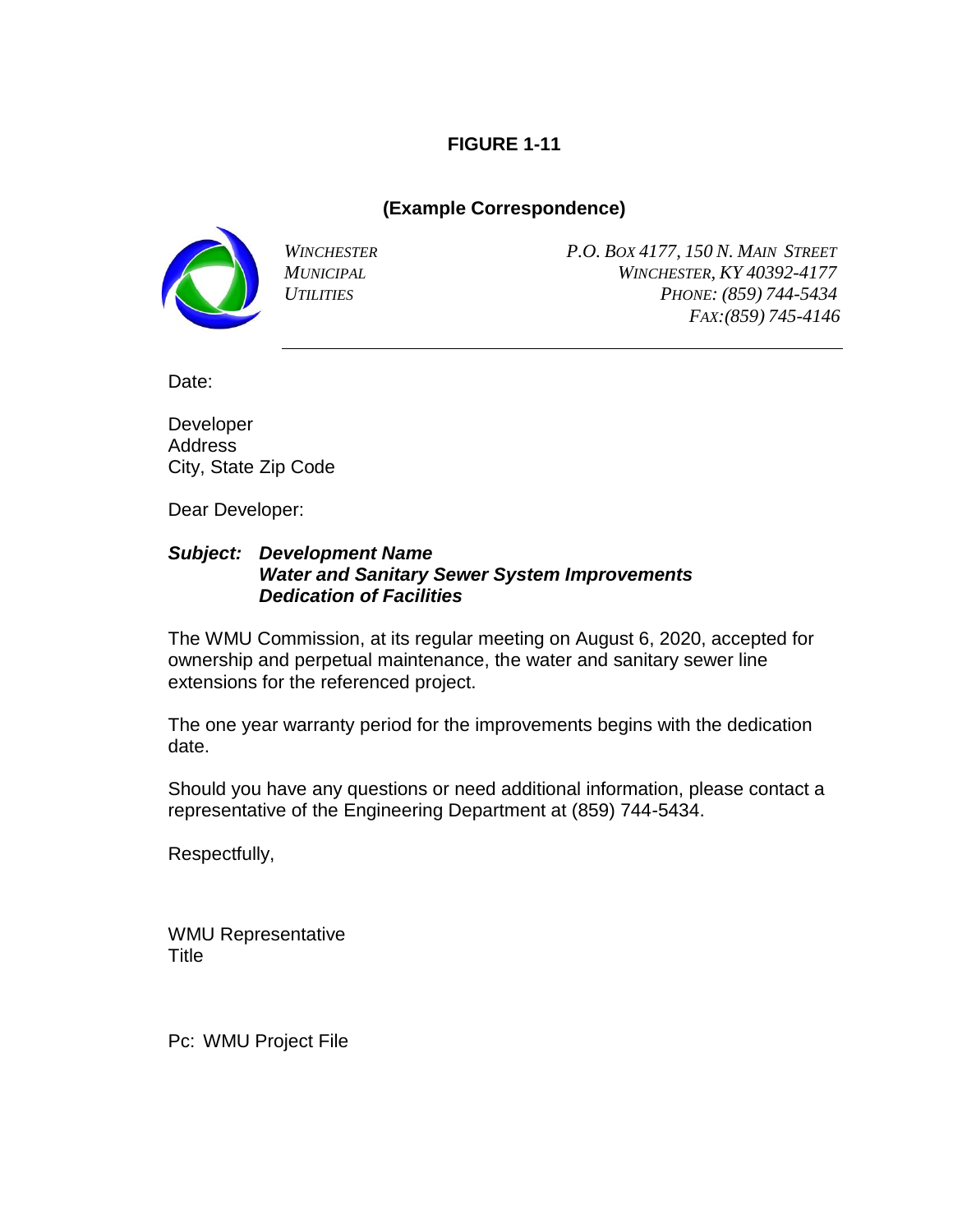**FIGURE 1-11**

**(Example Correspondence)**

*WINCHESTER MUNICIPAL UTILITIES*

*P.O. BOX 4177, 150 N. MAIN STREET*
*WINCHESTER, KY 40392-4177*
*PHONE: (859) 744-5434*
*FAX:(859) 745-4146*

---

Date:

Developer
Address
City, State Zip Code

Dear Developer:

***Subject: Development Name***
***Water and Sanitary Sewer System Improvements***
***Dedication of Facilities***

The WMU Commission, at its regular meeting on August 6, 2020, accepted for ownership and perpetual maintenance, the water and sanitary sewer line extensions for the referenced project.

The one year warranty period for the improvements begins with the dedication date.

Should you have any questions or need additional information, please contact a representative of the Engineering Department at (859) 744-5434.

Respectfully,

WMU Representative
Title

Pc: WMU Project File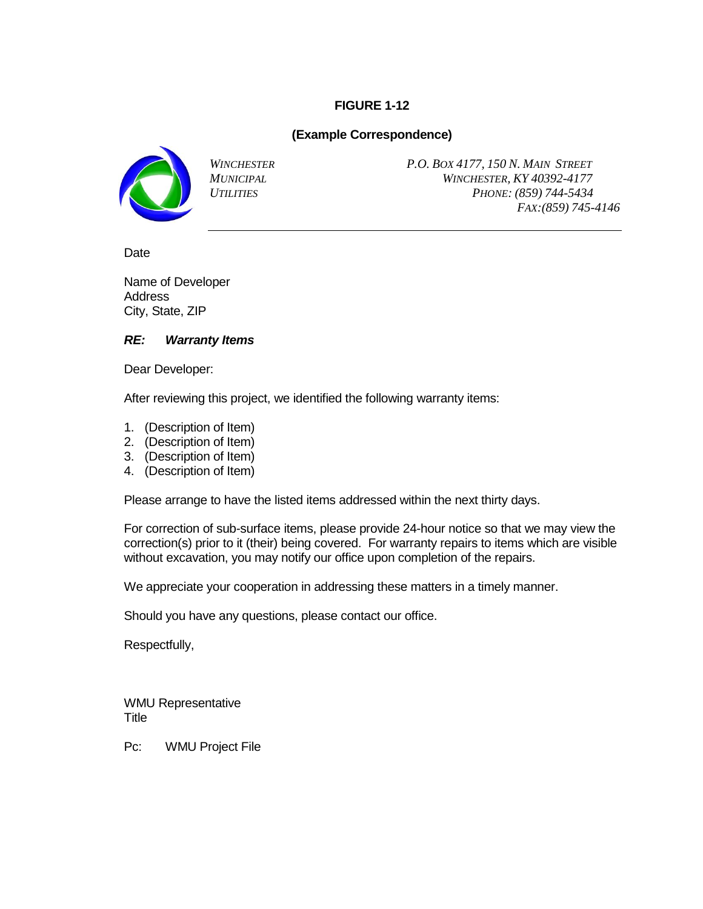**FIGURE 1-12**

**(Example Correspondence)**

*WINCHESTER*
*MUNICIPAL*
*UTILITIES*

*P.O. BOX 4177, 150 N. MAIN STREET*
*WINCHESTER, KY 40392-4177*
*PHONE: (859) 744-5434*
*FAX:(859) 745-4146*

---

Date

Name of Developer
Address
City, State, ZIP

***RE: Warranty Items***

Dear Developer:

After reviewing this project, we identified the following warranty items:

1. (Description of Item)
2. (Description of Item)
3. (Description of Item)
4. (Description of Item)

Please arrange to have the listed items addressed within the next thirty days.

For correction of sub-surface items, please provide 24-hour notice so that we may view the correction(s) prior to it (their) being covered. For warranty repairs to items which are visible without excavation, you may notify our office upon completion of the repairs.

We appreciate your cooperation in addressing these matters in a timely manner.

Should you have any questions, please contact our office.

Respectfully,

WMU Representative
Title

Pc: WMU Project File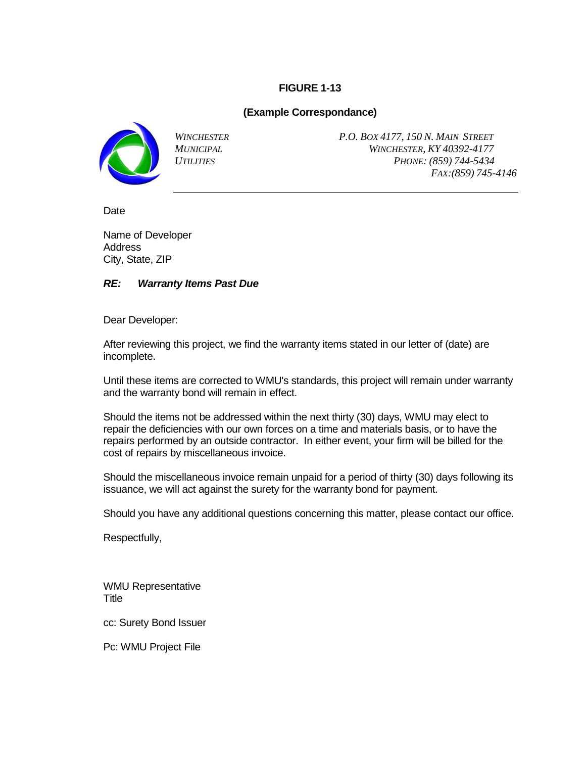**FIGURE 1-13**

**(Example Correspondance)**

*WINCHESTER*
*MUNICIPAL*
*UTILITIES*

*P.O. BOX 4177, 150 N. MAIN STREET*
*WINCHESTER, KY 40392-4177*
*PHONE: (859) 744-5434*
*FAX:(859) 745-4146*

---

Date

Name of Developer
Address
City, State, ZIP

***RE: Warranty Items Past Due***

Dear Developer:

After reviewing this project, we find the warranty items stated in our letter of (date) are incomplete.

Until these items are corrected to WMU's standards, this project will remain under warranty and the warranty bond will remain in effect.

Should the items not be addressed within the next thirty (30) days, WMU may elect to repair the deficiencies with our own forces on a time and materials basis, or to have the repairs performed by an outside contractor. In either event, your firm will be billed for the cost of repairs by miscellaneous invoice.

Should the miscellaneous invoice remain unpaid for a period of thirty (30) days following its issuance, we will act against the surety for the warranty bond for payment.

Should you have any additional questions concerning this matter, please contact our office.

Respectfully,

WMU Representative
Title

cc: Surety Bond Issuer

Pc: WMU Project File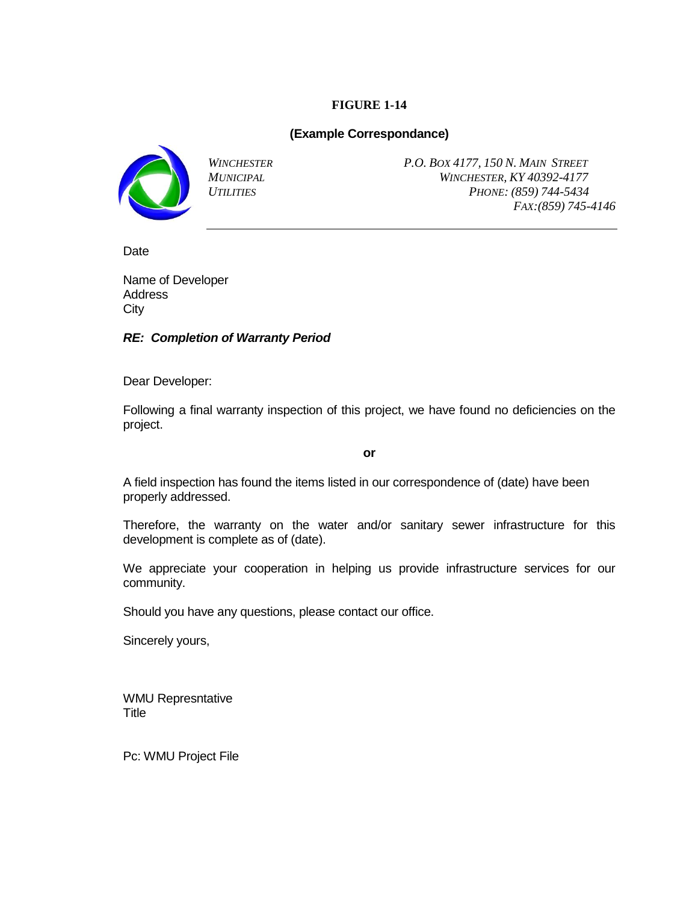**FIGURE 1-14**

**(Example Correspondance)**

*WINCHESTER*
*MUNICIPAL*
*UTILITIES*

*P.O. BOX 4177, 150 N. MAIN STREET*
*WINCHESTER, KY 40392-4177*
*PHONE: (859) 744-5434*
*FAX:(859) 745-4146*

---

Date

Name of Developer
Address
City

***RE: Completion of Warranty Period***

Dear Developer:

Following a final warranty inspection of this project, we have found no deficiencies on the project.

**or**

A field inspection has found the items listed in our correspondence of (date) have been properly addressed.

Therefore, the warranty on the water and/or sanitary sewer infrastructure for this development is complete as of (date).

We appreciate your cooperation in helping us provide infrastructure services for our community.

Should you have any questions, please contact our office.

Sincerely yours,

WMU Represntative
Title

Pc: WMU Project File